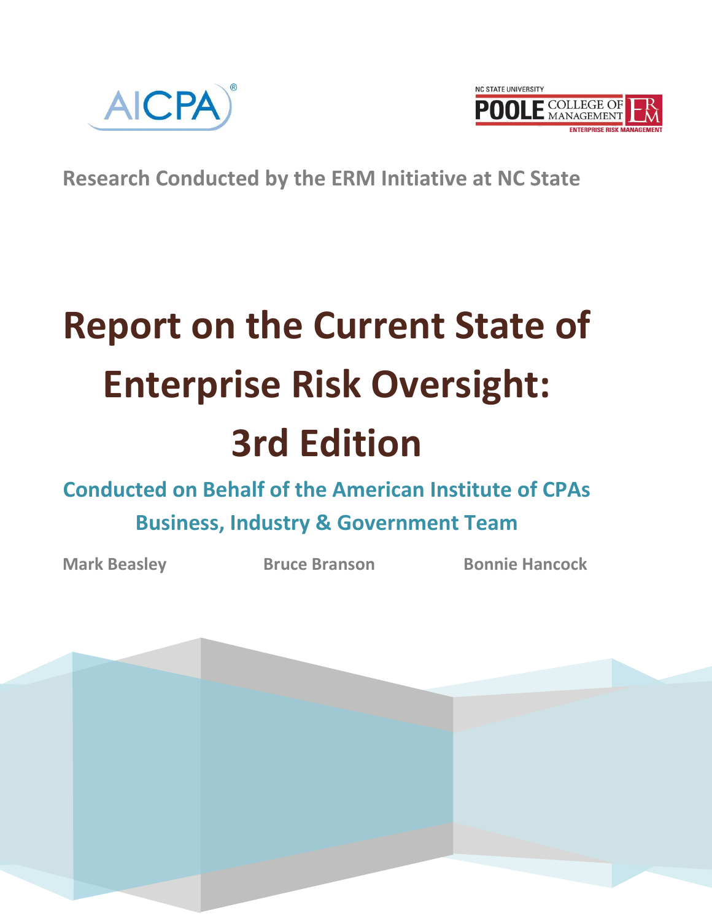AICPA

NC STATE UNIVERSITY POOLE COLLEGE OF MANAGEMENT ERM ENTERPRISE RISK MANAGEMENT

**Research Conducted by the ERM Initiative at NC State**

# Report on the Current State of Enterprise Risk Oversight: 3rd Edition

## Conducted on Behalf of the American Institute of CPAs Business, Industry & Government Team

Mark Beasley | Bruce Branson | Bonnie Hancock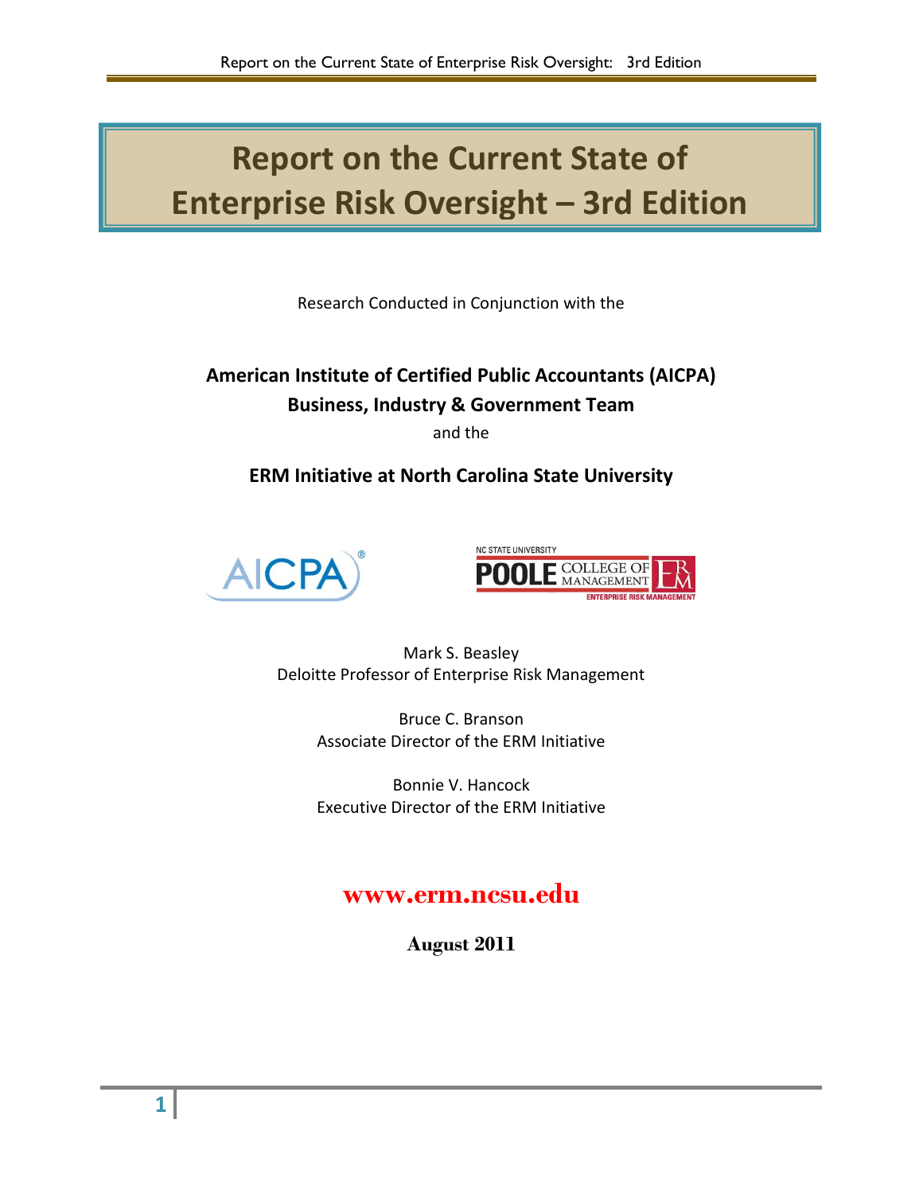# Report on the Current State of Enterprise Risk Oversight – 3rd Edition

Research Conducted in Conjunction with the

**American Institute of Certified Public Accountants (AICPA)**
**Business, Industry & Government Team**

and the

**ERM Initiative at North Carolina State University**

Mark S. Beasley
Deloitte Professor of Enterprise Risk Management

Bruce C. Branson
Associate Director of the ERM Initiative

Bonnie V. Hancock
Executive Director of the ERM Initiative

**www.erm.ncsu.edu**

**August 2011**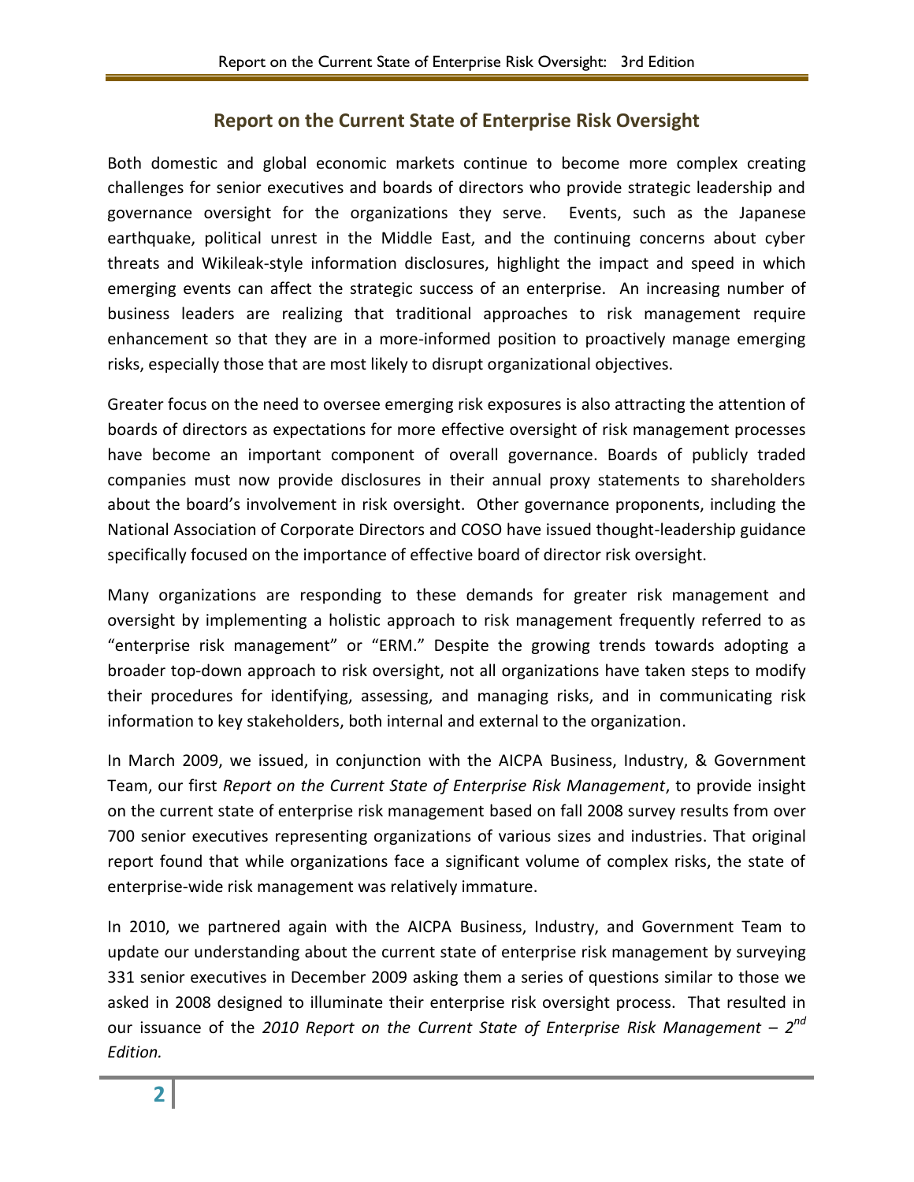## Report on the Current State of Enterprise Risk Oversight

Both domestic and global economic markets continue to become more complex creating challenges for senior executives and boards of directors who provide strategic leadership and governance oversight for the organizations they serve. Events, such as the Japanese earthquake, political unrest in the Middle East, and the continuing concerns about cyber threats and Wikileak-style information disclosures, highlight the impact and speed in which emerging events can affect the strategic success of an enterprise. An increasing number of business leaders are realizing that traditional approaches to risk management require enhancement so that they are in a more-informed position to proactively manage emerging risks, especially those that are most likely to disrupt organizational objectives.

Greater focus on the need to oversee emerging risk exposures is also attracting the attention of boards of directors as expectations for more effective oversight of risk management processes have become an important component of overall governance. Boards of publicly traded companies must now provide disclosures in their annual proxy statements to shareholders about the board's involvement in risk oversight. Other governance proponents, including the National Association of Corporate Directors and COSO have issued thought-leadership guidance specifically focused on the importance of effective board of director risk oversight.

Many organizations are responding to these demands for greater risk management and oversight by implementing a holistic approach to risk management frequently referred to as "enterprise risk management" or "ERM." Despite the growing trends towards adopting a broader top-down approach to risk oversight, not all organizations have taken steps to modify their procedures for identifying, assessing, and managing risks, and in communicating risk information to key stakeholders, both internal and external to the organization.

In March 2009, we issued, in conjunction with the AICPA Business, Industry, & Government Team, our first *Report on the Current State of Enterprise Risk Management*, to provide insight on the current state of enterprise risk management based on fall 2008 survey results from over 700 senior executives representing organizations of various sizes and industries. That original report found that while organizations face a significant volume of complex risks, the state of enterprise-wide risk management was relatively immature.

In 2010, we partnered again with the AICPA Business, Industry, and Government Team to update our understanding about the current state of enterprise risk management by surveying 331 senior executives in December 2009 asking them a series of questions similar to those we asked in 2008 designed to illuminate their enterprise risk oversight process. That resulted in our issuance of the *2010 Report on the Current State of Enterprise Risk Management – 2nd Edition.*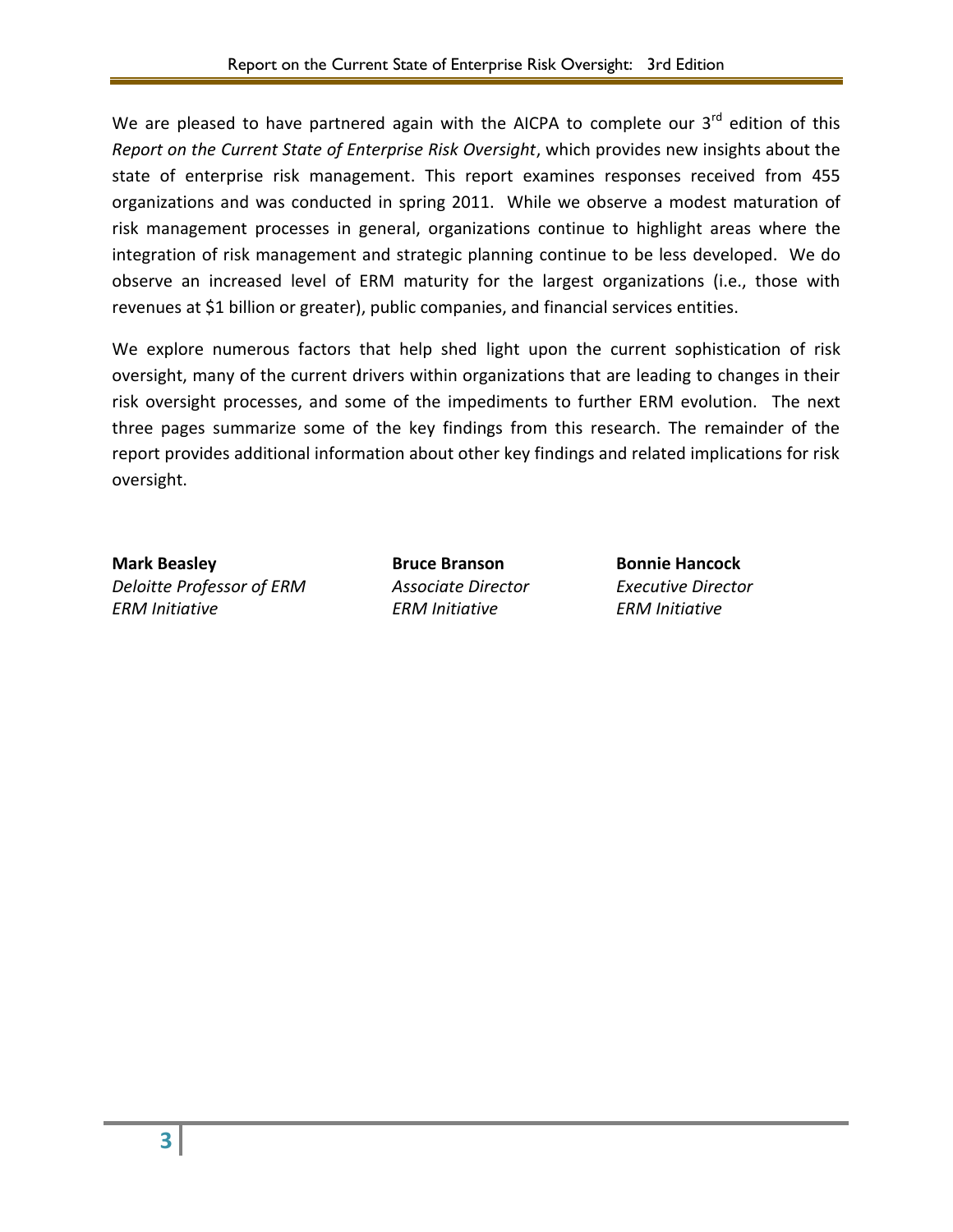We are pleased to have partnered again with the AICPA to complete our 3rd edition of this *Report on the Current State of Enterprise Risk Oversight*, which provides new insights about the state of enterprise risk management. This report examines responses received from 455 organizations and was conducted in spring 2011. While we observe a modest maturation of risk management processes in general, organizations continue to highlight areas where the integration of risk management and strategic planning continue to be less developed. We do observe an increased level of ERM maturity for the largest organizations (i.e., those with revenues at $1 billion or greater), public companies, and financial services entities.

We explore numerous factors that help shed light upon the current sophistication of risk oversight, many of the current drivers within organizations that are leading to changes in their risk oversight processes, and some of the impediments to further ERM evolution. The next three pages summarize some of the key findings from this research. The remainder of the report provides additional information about other key findings and related implications for risk oversight.

**Mark Beasley**
*Deloitte Professor of ERM*
*ERM Initiative*

**Bruce Branson**
*Associate Director*
*ERM Initiative*

**Bonnie Hancock**
*Executive Director*
*ERM Initiative*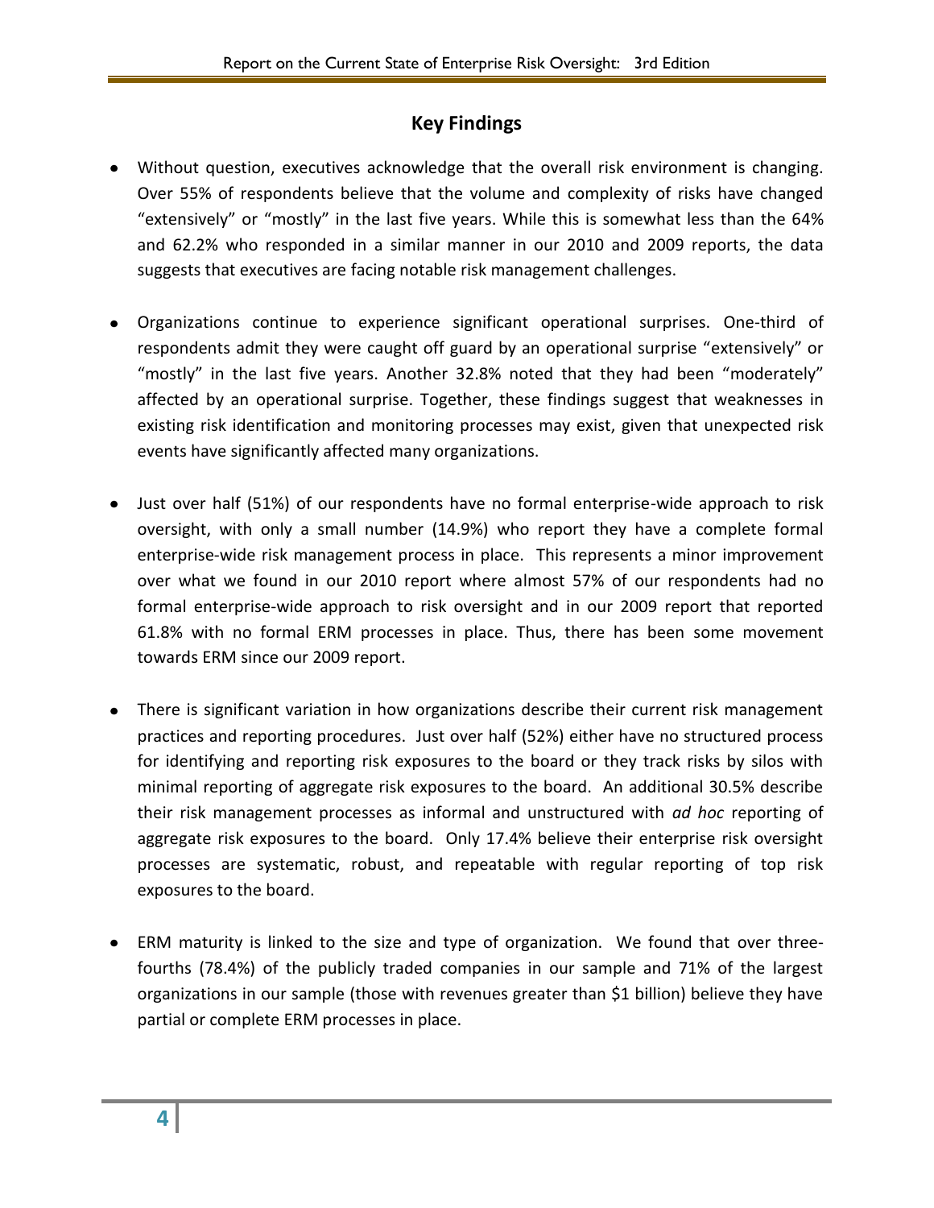## Key Findings

- Without question, executives acknowledge that the overall risk environment is changing. Over 55% of respondents believe that the volume and complexity of risks have changed "extensively" or "mostly" in the last five years. While this is somewhat less than the 64% and 62.2% who responded in a similar manner in our 2010 and 2009 reports, the data suggests that executives are facing notable risk management challenges.

- Organizations continue to experience significant operational surprises. One-third of respondents admit they were caught off guard by an operational surprise "extensively" or "mostly" in the last five years. Another 32.8% noted that they had been "moderately" affected by an operational surprise. Together, these findings suggest that weaknesses in existing risk identification and monitoring processes may exist, given that unexpected risk events have significantly affected many organizations.

- Just over half (51%) of our respondents have no formal enterprise-wide approach to risk oversight, with only a small number (14.9%) who report they have a complete formal enterprise-wide risk management process in place. This represents a minor improvement over what we found in our 2010 report where almost 57% of our respondents had no formal enterprise-wide approach to risk oversight and in our 2009 report that reported 61.8% with no formal ERM processes in place. Thus, there has been some movement towards ERM since our 2009 report.

- There is significant variation in how organizations describe their current risk management practices and reporting procedures. Just over half (52%) either have no structured process for identifying and reporting risk exposures to the board or they track risks by silos with minimal reporting of aggregate risk exposures to the board. An additional 30.5% describe their risk management processes as informal and unstructured with *ad hoc* reporting of aggregate risk exposures to the board. Only 17.4% believe their enterprise risk oversight processes are systematic, robust, and repeatable with regular reporting of top risk exposures to the board.

- ERM maturity is linked to the size and type of organization. We found that over three-fourths (78.4%) of the publicly traded companies in our sample and 71% of the largest organizations in our sample (those with revenues greater than $1 billion) believe they have partial or complete ERM processes in place.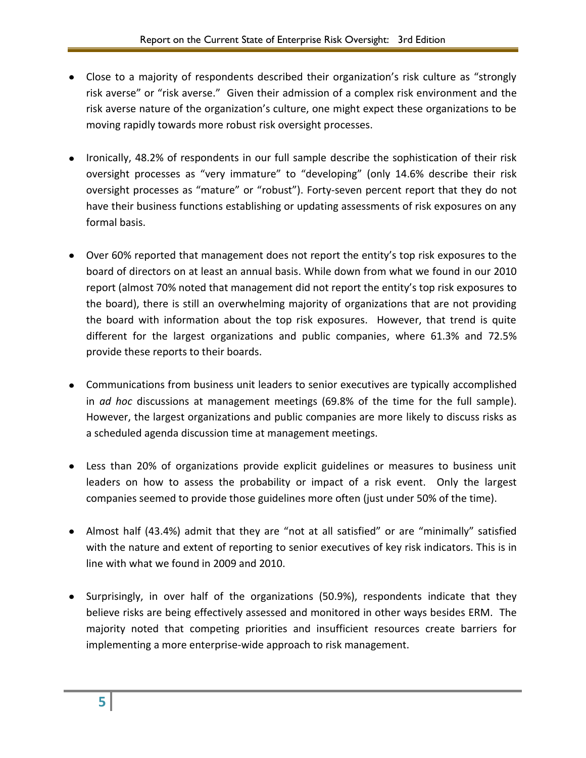- Close to a majority of respondents described their organization's risk culture as "strongly risk averse" or "risk averse." Given their admission of a complex risk environment and the risk averse nature of the organization's culture, one might expect these organizations to be moving rapidly towards more robust risk oversight processes.

- Ironically, 48.2% of respondents in our full sample describe the sophistication of their risk oversight processes as "very immature" to "developing" (only 14.6% describe their risk oversight processes as "mature" or "robust"). Forty-seven percent report that they do not have their business functions establishing or updating assessments of risk exposures on any formal basis.

- Over 60% reported that management does not report the entity's top risk exposures to the board of directors on at least an annual basis. While down from what we found in our 2010 report (almost 70% noted that management did not report the entity's top risk exposures to the board), there is still an overwhelming majority of organizations that are not providing the board with information about the top risk exposures. However, that trend is quite different for the largest organizations and public companies, where 61.3% and 72.5% provide these reports to their boards.

- Communications from business unit leaders to senior executives are typically accomplished in *ad hoc* discussions at management meetings (69.8% of the time for the full sample). However, the largest organizations and public companies are more likely to discuss risks as a scheduled agenda discussion time at management meetings.

- Less than 20% of organizations provide explicit guidelines or measures to business unit leaders on how to assess the probability or impact of a risk event. Only the largest companies seemed to provide those guidelines more often (just under 50% of the time).

- Almost half (43.4%) admit that they are "not at all satisfied" or are "minimally" satisfied with the nature and extent of reporting to senior executives of key risk indicators. This is in line with what we found in 2009 and 2010.

- Surprisingly, in over half of the organizations (50.9%), respondents indicate that they believe risks are being effectively assessed and monitored in other ways besides ERM. The majority noted that competing priorities and insufficient resources create barriers for implementing a more enterprise-wide approach to risk management.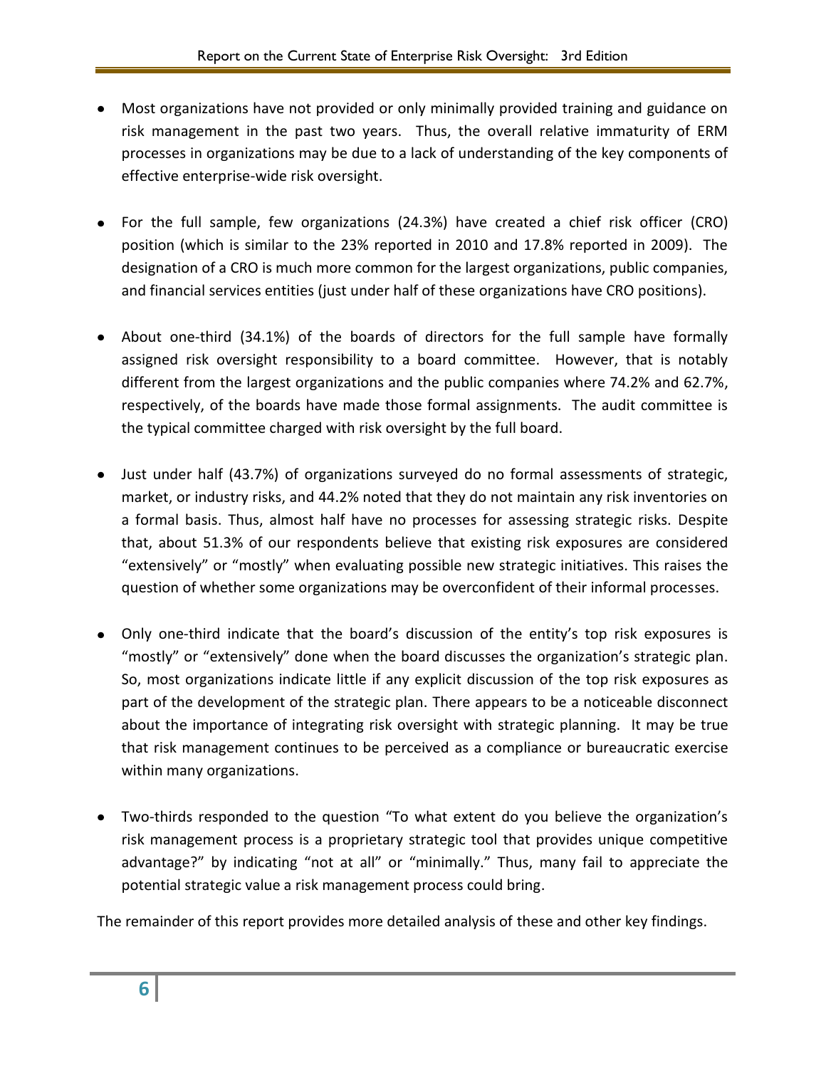- Most organizations have not provided or only minimally provided training and guidance on risk management in the past two years. Thus, the overall relative immaturity of ERM processes in organizations may be due to a lack of understanding of the key components of effective enterprise-wide risk oversight.

- For the full sample, few organizations (24.3%) have created a chief risk officer (CRO) position (which is similar to the 23% reported in 2010 and 17.8% reported in 2009). The designation of a CRO is much more common for the largest organizations, public companies, and financial services entities (just under half of these organizations have CRO positions).

- About one-third (34.1%) of the boards of directors for the full sample have formally assigned risk oversight responsibility to a board committee. However, that is notably different from the largest organizations and the public companies where 74.2% and 62.7%, respectively, of the boards have made those formal assignments. The audit committee is the typical committee charged with risk oversight by the full board.

- Just under half (43.7%) of organizations surveyed do no formal assessments of strategic, market, or industry risks, and 44.2% noted that they do not maintain any risk inventories on a formal basis. Thus, almost half have no processes for assessing strategic risks. Despite that, about 51.3% of our respondents believe that existing risk exposures are considered "extensively" or "mostly" when evaluating possible new strategic initiatives. This raises the question of whether some organizations may be overconfident of their informal processes.

- Only one-third indicate that the board's discussion of the entity's top risk exposures is "mostly" or "extensively" done when the board discusses the organization's strategic plan. So, most organizations indicate little if any explicit discussion of the top risk exposures as part of the development of the strategic plan. There appears to be a noticeable disconnect about the importance of integrating risk oversight with strategic planning. It may be true that risk management continues to be perceived as a compliance or bureaucratic exercise within many organizations.

- Two-thirds responded to the question "To what extent do you believe the organization's risk management process is a proprietary strategic tool that provides unique competitive advantage?" by indicating "not at all" or "minimally." Thus, many fail to appreciate the potential strategic value a risk management process could bring.

The remainder of this report provides more detailed analysis of these and other key findings.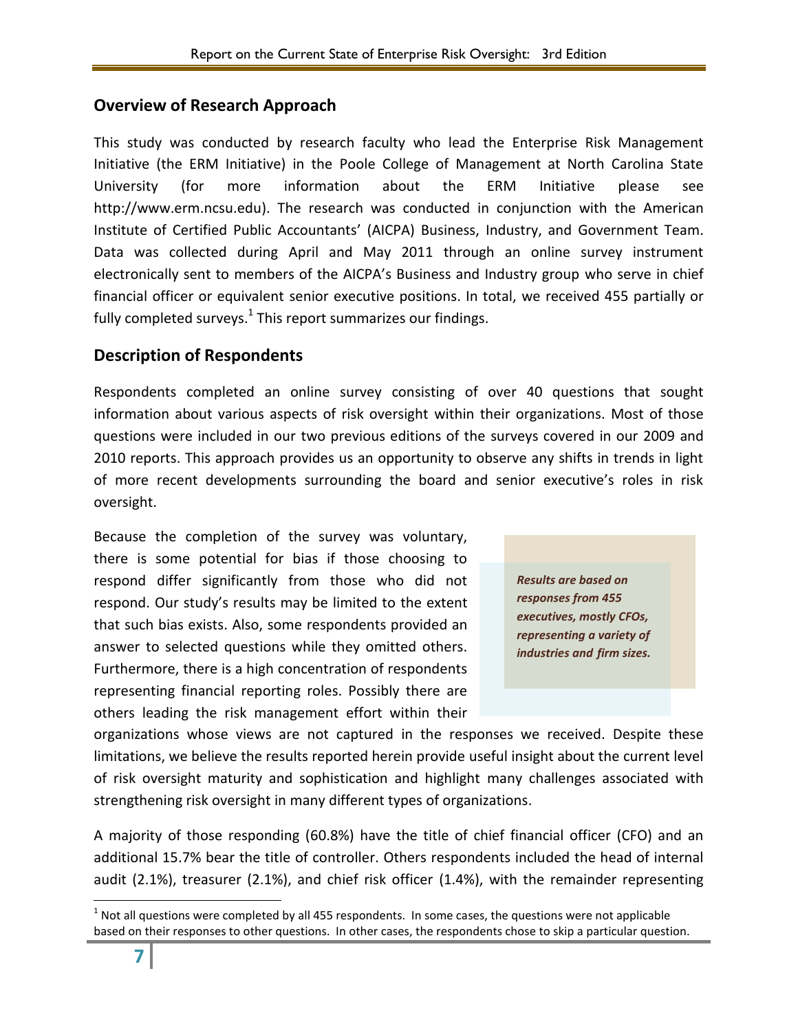## Overview of Research Approach

This study was conducted by research faculty who lead the Enterprise Risk Management Initiative (the ERM Initiative) in the Poole College of Management at North Carolina State University (for more information about the ERM Initiative please see http://www.erm.ncsu.edu). The research was conducted in conjunction with the American Institute of Certified Public Accountants' (AICPA) Business, Industry, and Government Team. Data was collected during April and May 2011 through an online survey instrument electronically sent to members of the AICPA's Business and Industry group who serve in chief financial officer or equivalent senior executive positions. In total, we received 455 partially or fully completed surveys.[1] This report summarizes our findings.

## Description of Respondents

Respondents completed an online survey consisting of over 40 questions that sought information about various aspects of risk oversight within their organizations. Most of those questions were included in our two previous editions of the surveys covered in our 2009 and 2010 reports. This approach provides us an opportunity to observe any shifts in trends in light of more recent developments surrounding the board and senior executive's roles in risk oversight.

> ***Results are based on responses from 455 executives, mostly CFOs, representing a variety of industries and firm sizes.***

Because the completion of the survey was voluntary, there is some potential for bias if those choosing to respond differ significantly from those who did not respond. Our study's results may be limited to the extent that such bias exists. Also, some respondents provided an answer to selected questions while they omitted others. Furthermore, there is a high concentration of respondents representing financial reporting roles. Possibly there are others leading the risk management effort within their organizations whose views are not captured in the responses we received. Despite these limitations, we believe the results reported herein provide useful insight about the current level of risk oversight maturity and sophistication and highlight many challenges associated with strengthening risk oversight in many different types of organizations.

A majority of those responding (60.8%) have the title of chief financial officer (CFO) and an additional 15.7% bear the title of controller. Others respondents included the head of internal audit (2.1%), treasurer (2.1%), and chief risk officer (1.4%), with the remainder representing

---

[1] Not all questions were completed by all 455 respondents. In some cases, the questions were not applicable based on their responses to other questions. In other cases, the respondents chose to skip a particular question.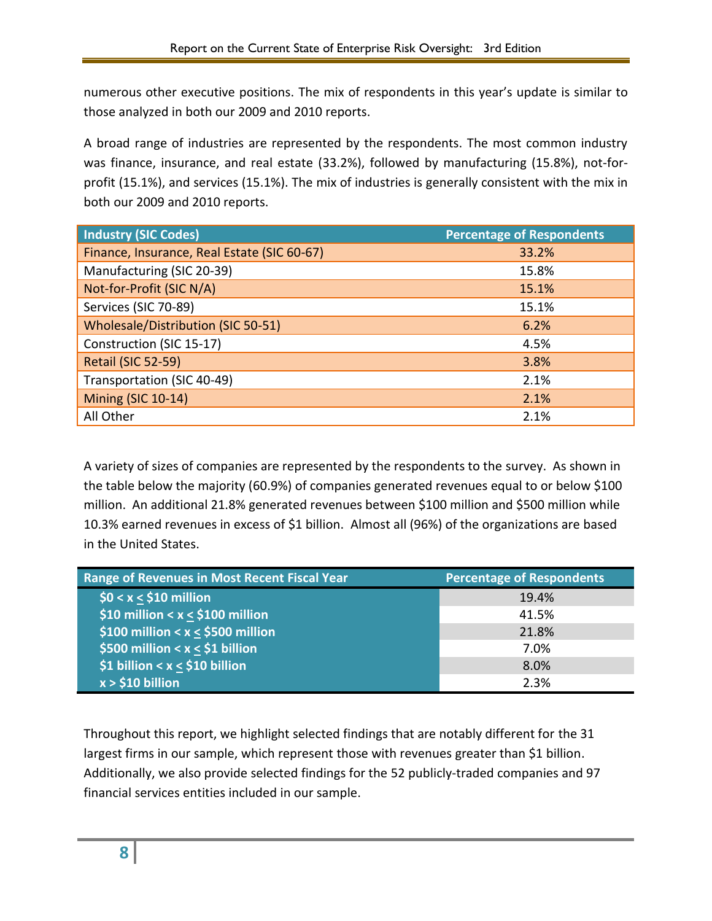numerous other executive positions. The mix of respondents in this year's update is similar to those analyzed in both our 2009 and 2010 reports.

A broad range of industries are represented by the respondents. The most common industry was finance, insurance, and real estate (33.2%), followed by manufacturing (15.8%), not-for-profit (15.1%), and services (15.1%). The mix of industries is generally consistent with the mix in both our 2009 and 2010 reports.

| Industry (SIC Codes) | Percentage of Respondents |
|---|---|
| Finance, Insurance, Real Estate (SIC 60-67) | 33.2% |
| Manufacturing (SIC 20-39) | 15.8% |
| Not-for-Profit (SIC N/A) | 15.1% |
| Services (SIC 70-89) | 15.1% |
| Wholesale/Distribution (SIC 50-51) | 6.2% |
| Construction (SIC 15-17) | 4.5% |
| Retail (SIC 52-59) | 3.8% |
| Transportation (SIC 40-49) | 2.1% |
| Mining (SIC 10-14) | 2.1% |
| All Other | 2.1% |

A variety of sizes of companies are represented by the respondents to the survey. As shown in the table below the majority (60.9%) of companies generated revenues equal to or below $100 million. An additional 21.8% generated revenues between $100 million and $500 million while 10.3% earned revenues in excess of $1 billion. Almost all (96%) of the organizations are based in the United States.

| Range of Revenues in Most Recent Fiscal Year | Percentage of Respondents |
|---|---|
| **$0 < x ≤ $10 million** | 19.4% |
| **$10 million < x ≤ $100 million** | 41.5% |
| **$100 million < x ≤ $500 million** | 21.8% |
| **$500 million < x ≤ $1 billion** | 7.0% |
| **$1 billion < x ≤ $10 billion** | 8.0% |
| **x > $10 billion** | 2.3% |

Throughout this report, we highlight selected findings that are notably different for the 31 largest firms in our sample, which represent those with revenues greater than $1 billion. Additionally, we also provide selected findings for the 52 publicly-traded companies and 97 financial services entities included in our sample.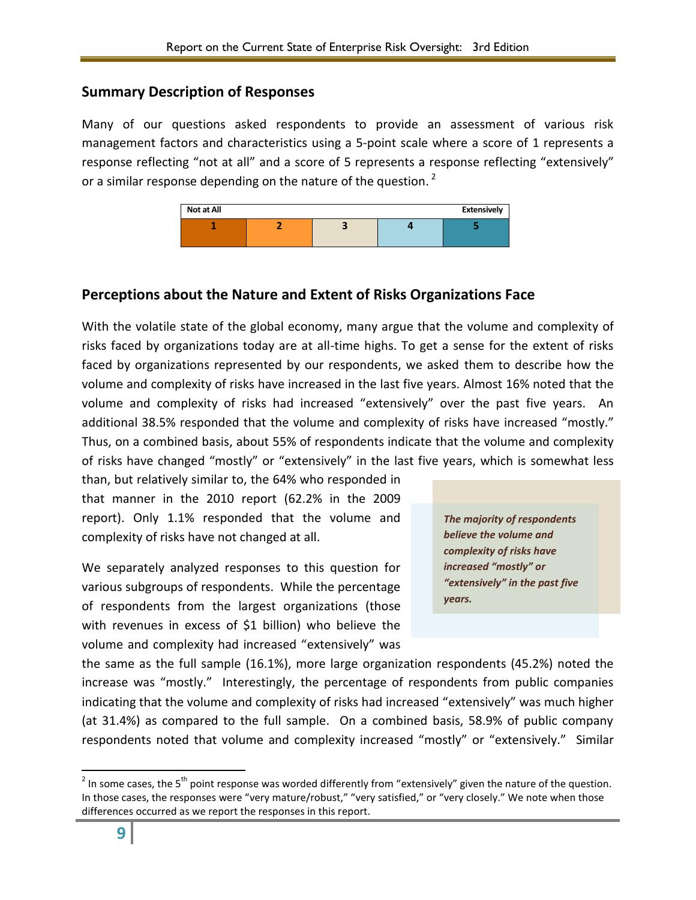## Summary Description of Responses

Many of our questions asked respondents to provide an assessment of various risk management factors and characteristics using a 5-point scale where a score of 1 represents a response reflecting "not at all" and a score of 5 represents a response reflecting "extensively" or a similar response depending on the nature of the question. [2]

| Not at All | | | | Extensively |
|---|---|---|---|---|
| **1** | **2** | **3** | **4** | **5** |

## Perceptions about the Nature and Extent of Risks Organizations Face

With the volatile state of the global economy, many argue that the volume and complexity of risks faced by organizations today are at all-time highs. To get a sense for the extent of risks faced by organizations represented by our respondents, we asked them to describe how the volume and complexity of risks have increased in the last five years. Almost 16% noted that the volume and complexity of risks had increased "extensively" over the past five years. An additional 38.5% responded that the volume and complexity of risks have increased "mostly." Thus, on a combined basis, about 55% of respondents indicate that the volume and complexity of risks have changed "mostly" or "extensively" in the last five years, which is somewhat less than, but relatively similar to, the 64% who responded in that manner in the 2010 report (62.2% in the 2009 report). Only 1.1% responded that the volume and complexity of risks have not changed at all.

> ***The majority of respondents believe the volume and complexity of risks have increased "mostly" or "extensively" in the past five years.***

We separately analyzed responses to this question for various subgroups of respondents. While the percentage of respondents from the largest organizations (those with revenues in excess of $1 billion) who believe the volume and complexity had increased "extensively" was the same as the full sample (16.1%), more large organization respondents (45.2%) noted the increase was "mostly." Interestingly, the percentage of respondents from public companies indicating that the volume and complexity of risks had increased "extensively" was much higher (at 31.4%) as compared to the full sample. On a combined basis, 58.9% of public company respondents noted that volume and complexity increased "mostly" or "extensively." Similar

---

[2] In some cases, the 5th point response was worded differently from "extensively" given the nature of the question. In those cases, the responses were "very mature/robust," "very satisfied," or "very closely." We note when those differences occurred as we report the responses in this report.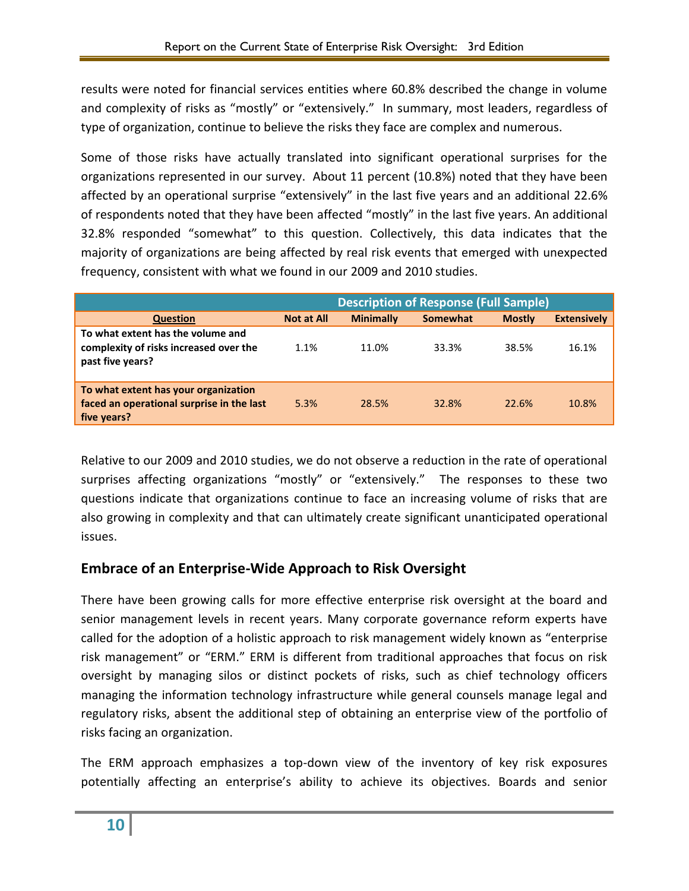results were noted for financial services entities where 60.8% described the change in volume and complexity of risks as "mostly" or "extensively." In summary, most leaders, regardless of type of organization, continue to believe the risks they face are complex and numerous.

Some of those risks have actually translated into significant operational surprises for the organizations represented in our survey. About 11 percent (10.8%) noted that they have been affected by an operational surprise "extensively" in the last five years and an additional 22.6% of respondents noted that they have been affected "mostly" in the last five years. An additional 32.8% responded "somewhat" to this question. Collectively, this data indicates that the majority of organizations are being affected by real risk events that emerged with unexpected frequency, consistent with what we found in our 2009 and 2010 studies.

| | Description of Response (Full Sample) | | | | |
|---|---|---|---|---|---|
| **Question** | **Not at All** | **Minimally** | **Somewhat** | **Mostly** | **Extensively** |
| **To what extent has the volume and complexity of risks increased over the past five years?** | 1.1% | 11.0% | 33.3% | 38.5% | 16.1% |
| **To what extent has your organization faced an operational surprise in the last five years?** | 5.3% | 28.5% | 32.8% | 22.6% | 10.8% |

Relative to our 2009 and 2010 studies, we do not observe a reduction in the rate of operational surprises affecting organizations "mostly" or "extensively." The responses to these two questions indicate that organizations continue to face an increasing volume of risks that are also growing in complexity and that can ultimately create significant unanticipated operational issues.

## Embrace of an Enterprise-Wide Approach to Risk Oversight

There have been growing calls for more effective enterprise risk oversight at the board and senior management levels in recent years. Many corporate governance reform experts have called for the adoption of a holistic approach to risk management widely known as "enterprise risk management" or "ERM." ERM is different from traditional approaches that focus on risk oversight by managing silos or distinct pockets of risks, such as chief technology officers managing the information technology infrastructure while general counsels manage legal and regulatory risks, absent the additional step of obtaining an enterprise view of the portfolio of risks facing an organization.

The ERM approach emphasizes a top-down view of the inventory of key risk exposures potentially affecting an enterprise's ability to achieve its objectives. Boards and senior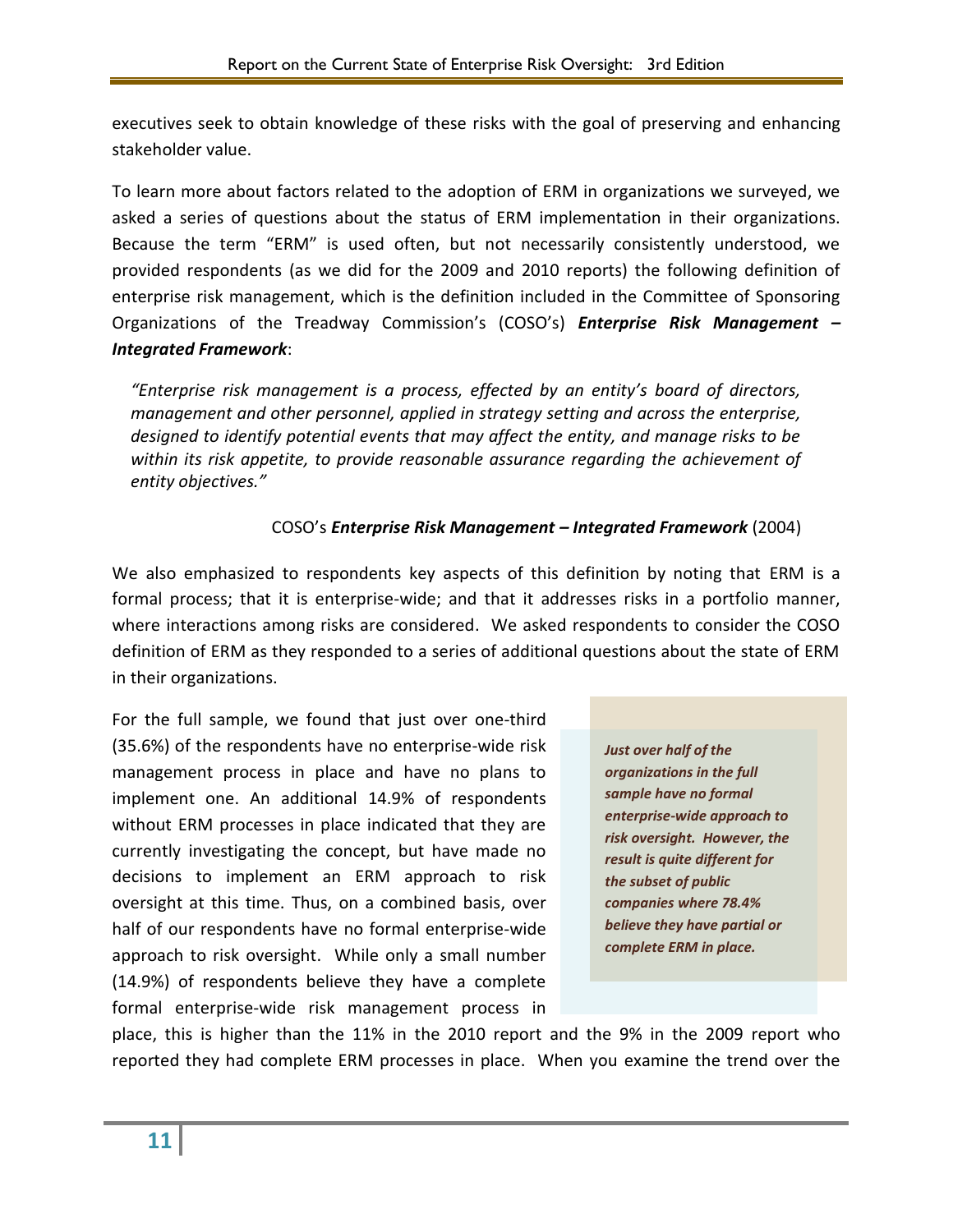executives seek to obtain knowledge of these risks with the goal of preserving and enhancing stakeholder value.

To learn more about factors related to the adoption of ERM in organizations we surveyed, we asked a series of questions about the status of ERM implementation in their organizations. Because the term "ERM" is used often, but not necessarily consistently understood, we provided respondents (as we did for the 2009 and 2010 reports) the following definition of enterprise risk management, which is the definition included in the Committee of Sponsoring Organizations of the Treadway Commission's (COSO's) ***Enterprise Risk Management – Integrated Framework***:

> *"Enterprise risk management is a process, effected by an entity's board of directors, management and other personnel, applied in strategy setting and across the enterprise, designed to identify potential events that may affect the entity, and manage risks to be within its risk appetite, to provide reasonable assurance regarding the achievement of entity objectives."*
>
> COSO's ***Enterprise Risk Management – Integrated Framework*** (2004)

We also emphasized to respondents key aspects of this definition by noting that ERM is a formal process; that it is enterprise-wide; and that it addresses risks in a portfolio manner, where interactions among risks are considered. We asked respondents to consider the COSO definition of ERM as they responded to a series of additional questions about the state of ERM in their organizations.

> ***Just over half of the organizations in the full sample have no formal enterprise-wide approach to risk oversight. However, the result is quite different for the subset of public companies where 78.4% believe they have partial or complete ERM in place.***

For the full sample, we found that just over one-third (35.6%) of the respondents have no enterprise-wide risk management process in place and have no plans to implement one. An additional 14.9% of respondents without ERM processes in place indicated that they are currently investigating the concept, but have made no decisions to implement an ERM approach to risk oversight at this time. Thus, on a combined basis, over half of our respondents have no formal enterprise-wide approach to risk oversight. While only a small number (14.9%) of respondents believe they have a complete formal enterprise-wide risk management process in place, this is higher than the 11% in the 2010 report and the 9% in the 2009 report who reported they had complete ERM processes in place. When you examine the trend over the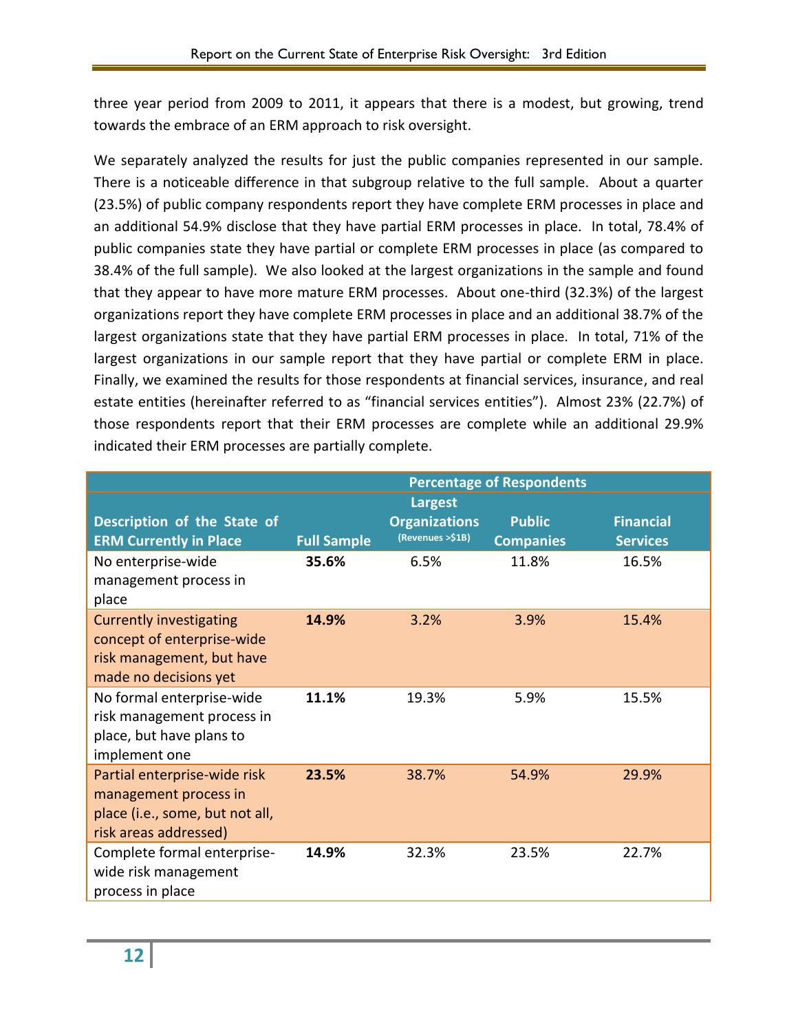three year period from 2009 to 2011, it appears that there is a modest, but growing, trend towards the embrace of an ERM approach to risk oversight.

We separately analyzed the results for just the public companies represented in our sample. There is a noticeable difference in that subgroup relative to the full sample. About a quarter (23.5%) of public company respondents report they have complete ERM processes in place and an additional 54.9% disclose that they have partial ERM processes in place. In total, 78.4% of public companies state they have partial or complete ERM processes in place (as compared to 38.4% of the full sample). We also looked at the largest organizations in the sample and found that they appear to have more mature ERM processes. About one-third (32.3%) of the largest organizations report they have complete ERM processes in place and an additional 38.7% of the largest organizations state that they have partial ERM processes in place. In total, 71% of the largest organizations in our sample report that they have partial or complete ERM in place. Finally, we examined the results for those respondents at financial services, insurance, and real estate entities (hereinafter referred to as "financial services entities"). Almost 23% (22.7%) of those respondents report that their ERM processes are complete while an additional 29.9% indicated their ERM processes are partially complete.

| | Percentage of Respondents | | | |
|---|---|---|---|---|
| **Description of the State of ERM Currently in Place** | **Full Sample** | **Largest Organizations** (Revenues >$1B) | **Public Companies** | **Financial Services** |
| No enterprise-wide management process in place | **35.6%** | 6.5% | 11.8% | 16.5% |
| Currently investigating concept of enterprise-wide risk management, but have made no decisions yet | **14.9%** | 3.2% | 3.9% | 15.4% |
| No formal enterprise-wide risk management process in place, but have plans to implement one | **11.1%** | 19.3% | 5.9% | 15.5% |
| Partial enterprise-wide risk management process in place (i.e., some, but not all, risk areas addressed) | **23.5%** | 38.7% | 54.9% | 29.9% |
| Complete formal enterprise-wide risk management process in place | **14.9%** | 32.3% | 23.5% | 22.7% |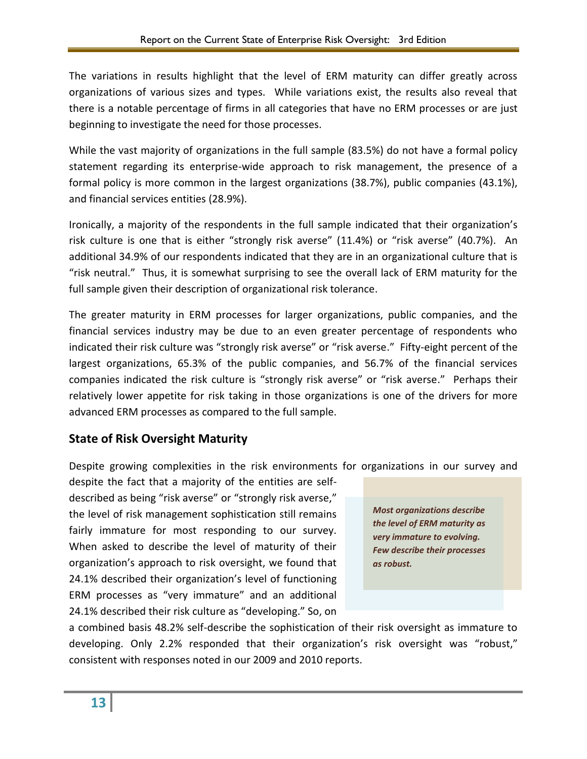The variations in results highlight that the level of ERM maturity can differ greatly across organizations of various sizes and types. While variations exist, the results also reveal that there is a notable percentage of firms in all categories that have no ERM processes or are just beginning to investigate the need for those processes.

While the vast majority of organizations in the full sample (83.5%) do not have a formal policy statement regarding its enterprise-wide approach to risk management, the presence of a formal policy is more common in the largest organizations (38.7%), public companies (43.1%), and financial services entities (28.9%).

Ironically, a majority of the respondents in the full sample indicated that their organization's risk culture is one that is either "strongly risk averse" (11.4%) or "risk averse" (40.7%). An additional 34.9% of our respondents indicated that they are in an organizational culture that is "risk neutral." Thus, it is somewhat surprising to see the overall lack of ERM maturity for the full sample given their description of organizational risk tolerance.

The greater maturity in ERM processes for larger organizations, public companies, and the financial services industry may be due to an even greater percentage of respondents who indicated their risk culture was "strongly risk averse" or "risk averse." Fifty-eight percent of the largest organizations, 65.3% of the public companies, and 56.7% of the financial services companies indicated the risk culture is "strongly risk averse" or "risk averse." Perhaps their relatively lower appetite for risk taking in those organizations is one of the drivers for more advanced ERM processes as compared to the full sample.

## State of Risk Oversight Maturity

Despite growing complexities in the risk environments for organizations in our survey and despite the fact that a majority of the entities are self-described as being "risk averse" or "strongly risk averse," the level of risk management sophistication still remains fairly immature for most responding to our survey. When asked to describe the level of maturity of their organization's approach to risk oversight, we found that 24.1% described their organization's level of functioning ERM processes as "very immature" and an additional 24.1% described their risk culture as "developing." So, on a combined basis 48.2% self-describe the sophistication of their risk oversight as immature to developing. Only 2.2% responded that their organization's risk oversight was "robust," consistent with responses noted in our 2009 and 2010 reports.

***Most organizations describe the level of ERM maturity as very immature to evolving. Few describe their processes as robust.***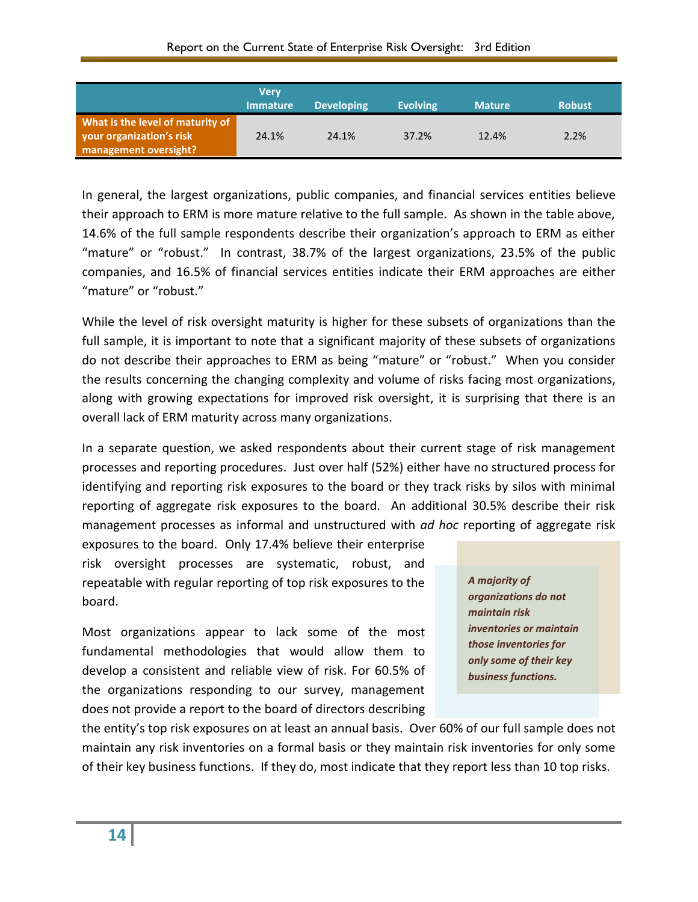| | Very Immature | Developing | Evolving | Mature | Robust |
|---|---|---|---|---|---|
| **What is the level of maturity of your organization's risk management oversight?** | 24.1% | 24.1% | 37.2% | 12.4% | 2.2% |

In general, the largest organizations, public companies, and financial services entities believe their approach to ERM is more mature relative to the full sample. As shown in the table above, 14.6% of the full sample respondents describe their organization's approach to ERM as either "mature" or "robust." In contrast, 38.7% of the largest organizations, 23.5% of the public companies, and 16.5% of financial services entities indicate their ERM approaches are either "mature" or "robust."

While the level of risk oversight maturity is higher for these subsets of organizations than the full sample, it is important to note that a significant majority of these subsets of organizations do not describe their approaches to ERM as being "mature" or "robust." When you consider the results concerning the changing complexity and volume of risks facing most organizations, along with growing expectations for improved risk oversight, it is surprising that there is an overall lack of ERM maturity across many organizations.

In a separate question, we asked respondents about their current stage of risk management processes and reporting procedures. Just over half (52%) either have no structured process for identifying and reporting risk exposures to the board or they track risks by silos with minimal reporting of aggregate risk exposures to the board. An additional 30.5% describe their risk management processes as informal and unstructured with *ad hoc* reporting of aggregate risk exposures to the board. Only 17.4% believe their enterprise risk oversight processes are systematic, robust, and repeatable with regular reporting of top risk exposures to the board.

> ***A majority of organizations do not maintain risk inventories or maintain those inventories for only some of their key business functions.***

Most organizations appear to lack some of the most fundamental methodologies that would allow them to develop a consistent and reliable view of risk. For 60.5% of the organizations responding to our survey, management does not provide a report to the board of directors describing the entity's top risk exposures on at least an annual basis. Over 60% of our full sample does not maintain any risk inventories on a formal basis or they maintain risk inventories for only some of their key business functions. If they do, most indicate that they report less than 10 top risks.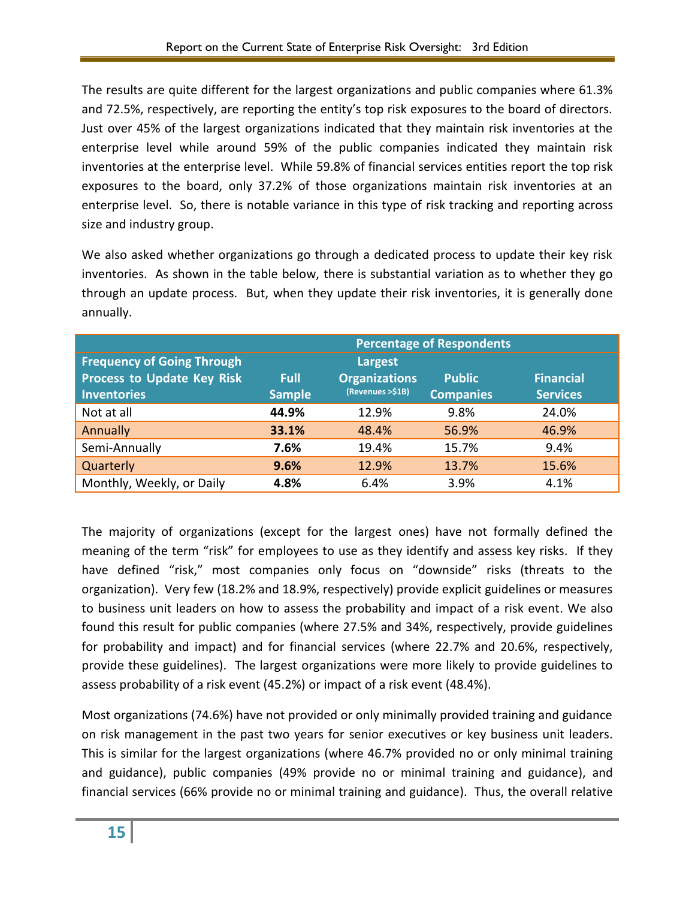The results are quite different for the largest organizations and public companies where 61.3% and 72.5%, respectively, are reporting the entity's top risk exposures to the board of directors. Just over 45% of the largest organizations indicated that they maintain risk inventories at the enterprise level while around 59% of the public companies indicated they maintain risk inventories at the enterprise level. While 59.8% of financial services entities report the top risk exposures to the board, only 37.2% of those organizations maintain risk inventories at an enterprise level. So, there is notable variance in this type of risk tracking and reporting across size and industry group.

We also asked whether organizations go through a dedicated process to update their key risk inventories. As shown in the table below, there is substantial variation as to whether they go through an update process. But, when they update their risk inventories, it is generally done annually.

| | Percentage of Respondents | | | |
|---|---|---|---|---|
| **Frequency of Going Through Process to Update Key Risk Inventories** | **Full Sample** | **Largest Organizations** (Revenues >$1B) | **Public Companies** | **Financial Services** |
| Not at all | **44.9%** | 12.9% | 9.8% | 24.0% |
| Annually | **33.1%** | 48.4% | 56.9% | 46.9% |
| Semi-Annually | **7.6%** | 19.4% | 15.7% | 9.4% |
| Quarterly | **9.6%** | 12.9% | 13.7% | 15.6% |
| Monthly, Weekly, or Daily | **4.8%** | 6.4% | 3.9% | 4.1% |

The majority of organizations (except for the largest ones) have not formally defined the meaning of the term "risk" for employees to use as they identify and assess key risks. If they have defined "risk," most companies only focus on "downside" risks (threats to the organization). Very few (18.2% and 18.9%, respectively) provide explicit guidelines or measures to business unit leaders on how to assess the probability and impact of a risk event. We also found this result for public companies (where 27.5% and 34%, respectively, provide guidelines for probability and impact) and for financial services (where 22.7% and 20.6%, respectively, provide these guidelines). The largest organizations were more likely to provide guidelines to assess probability of a risk event (45.2%) or impact of a risk event (48.4%).

Most organizations (74.6%) have not provided or only minimally provided training and guidance on risk management in the past two years for senior executives or key business unit leaders. This is similar for the largest organizations (where 46.7% provided no or only minimal training and guidance), public companies (49% provide no or minimal training and guidance), and financial services (66% provide no or minimal training and guidance). Thus, the overall relative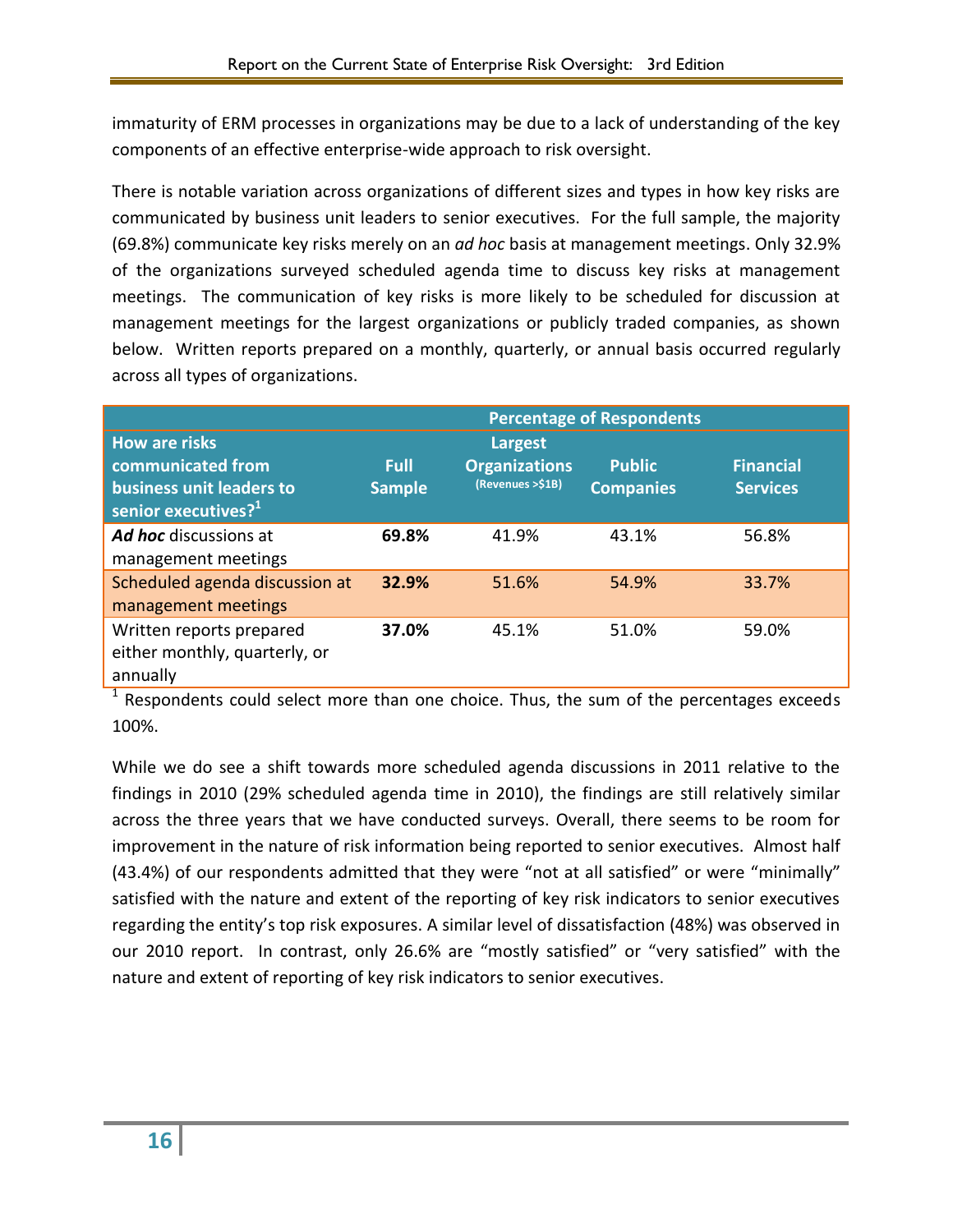immaturity of ERM processes in organizations may be due to a lack of understanding of the key components of an effective enterprise-wide approach to risk oversight.

There is notable variation across organizations of different sizes and types in how key risks are communicated by business unit leaders to senior executives. For the full sample, the majority (69.8%) communicate key risks merely on an *ad hoc* basis at management meetings. Only 32.9% of the organizations surveyed scheduled agenda time to discuss key risks at management meetings. The communication of key risks is more likely to be scheduled for discussion at management meetings for the largest organizations or publicly traded companies, as shown below. Written reports prepared on a monthly, quarterly, or annual basis occurred regularly across all types of organizations.

| | Percentage of Respondents | | | |
|---|---|---|---|---|
| **How are risks communicated from business unit leaders to senior executives?[1]** | **Full Sample** | **Largest Organizations** (Revenues >$1B) | **Public Companies** | **Financial Services** |
| ***Ad hoc*** discussions at management meetings | **69.8%** | 41.9% | 43.1% | 56.8% |
| Scheduled agenda discussion at management meetings | **32.9%** | 51.6% | 54.9% | 33.7% |
| Written reports prepared either monthly, quarterly, or annually | **37.0%** | 45.1% | 51.0% | 59.0% |

[1] Respondents could select more than one choice. Thus, the sum of the percentages exceeds 100%.

While we do see a shift towards more scheduled agenda discussions in 2011 relative to the findings in 2010 (29% scheduled agenda time in 2010), the findings are still relatively similar across the three years that we have conducted surveys. Overall, there seems to be room for improvement in the nature of risk information being reported to senior executives. Almost half (43.4%) of our respondents admitted that they were "not at all satisfied" or were "minimally" satisfied with the nature and extent of the reporting of key risk indicators to senior executives regarding the entity's top risk exposures. A similar level of dissatisfaction (48%) was observed in our 2010 report. In contrast, only 26.6% are "mostly satisfied" or "very satisfied" with the nature and extent of reporting of key risk indicators to senior executives.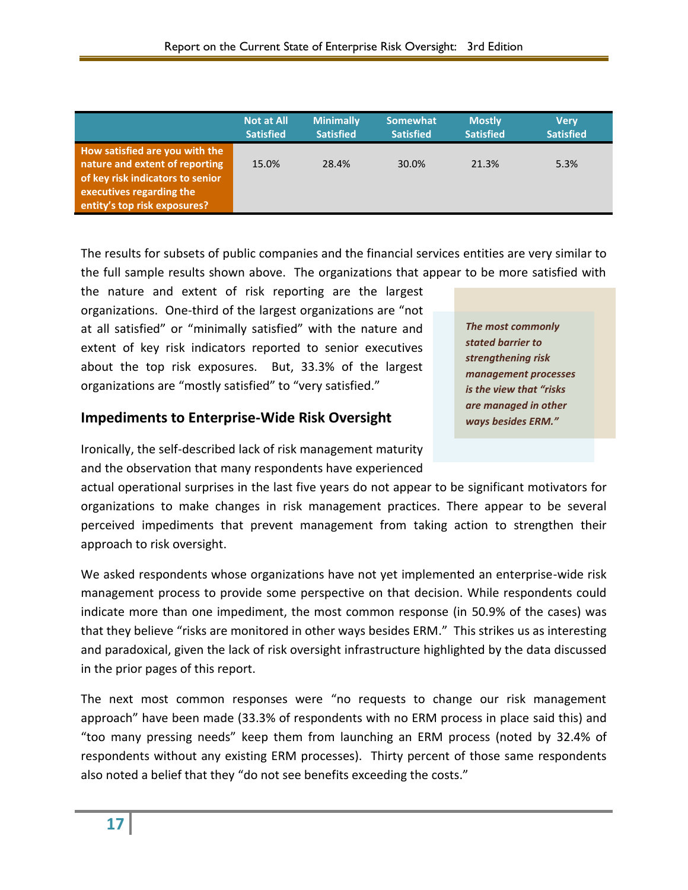| | Not at All Satisfied | Minimally Satisfied | Somewhat Satisfied | Mostly Satisfied | Very Satisfied |
|---|---|---|---|---|---|
| **How satisfied are you with the nature and extent of reporting of key risk indicators to senior executives regarding the entity's top risk exposures?** | 15.0% | 28.4% | 30.0% | 21.3% | 5.3% |

The results for subsets of public companies and the financial services entities are very similar to the full sample results shown above. The organizations that appear to be more satisfied with the nature and extent of risk reporting are the largest organizations. One-third of the largest organizations are "not at all satisfied" or "minimally satisfied" with the nature and extent of key risk indicators reported to senior executives about the top risk exposures. But, 33.3% of the largest organizations are "mostly satisfied" to "very satisfied."

> ***The most commonly stated barrier to strengthening risk management processes is the view that "risks are managed in other ways besides ERM."***

## Impediments to Enterprise-Wide Risk Oversight

Ironically, the self-described lack of risk management maturity and the observation that many respondents have experienced actual operational surprises in the last five years do not appear to be significant motivators for organizations to make changes in risk management practices. There appear to be several perceived impediments that prevent management from taking action to strengthen their approach to risk oversight.

We asked respondents whose organizations have not yet implemented an enterprise-wide risk management process to provide some perspective on that decision. While respondents could indicate more than one impediment, the most common response (in 50.9% of the cases) was that they believe "risks are monitored in other ways besides ERM." This strikes us as interesting and paradoxical, given the lack of risk oversight infrastructure highlighted by the data discussed in the prior pages of this report.

The next most common responses were "no requests to change our risk management approach" have been made (33.3% of respondents with no ERM process in place said this) and "too many pressing needs" keep them from launching an ERM process (noted by 32.4% of respondents without any existing ERM processes). Thirty percent of those same respondents also noted a belief that they "do not see benefits exceeding the costs."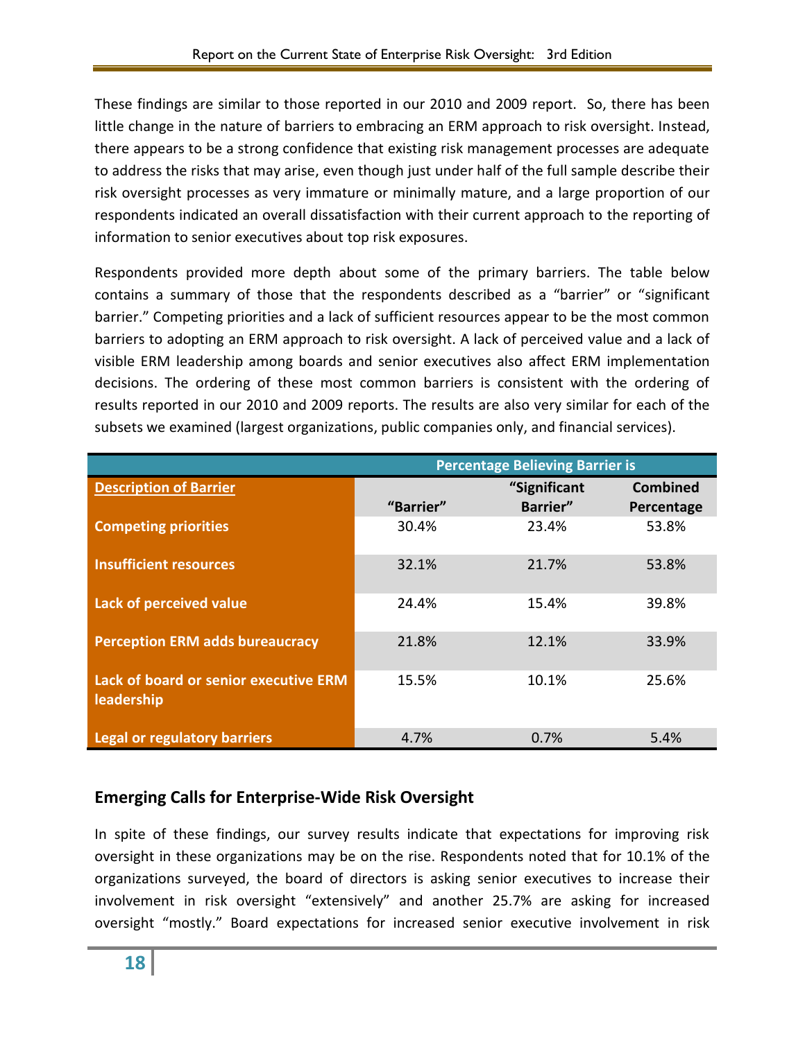These findings are similar to those reported in our 2010 and 2009 report. So, there has been little change in the nature of barriers to embracing an ERM approach to risk oversight. Instead, there appears to be a strong confidence that existing risk management processes are adequate to address the risks that may arise, even though just under half of the full sample describe their risk oversight processes as very immature or minimally mature, and a large proportion of our respondents indicated an overall dissatisfaction with their current approach to the reporting of information to senior executives about top risk exposures.

Respondents provided more depth about some of the primary barriers. The table below contains a summary of those that the respondents described as a "barrier" or "significant barrier." Competing priorities and a lack of sufficient resources appear to be the most common barriers to adopting an ERM approach to risk oversight. A lack of perceived value and a lack of visible ERM leadership among boards and senior executives also affect ERM implementation decisions. The ordering of these most common barriers is consistent with the ordering of results reported in our 2010 and 2009 reports. The results are also very similar for each of the subsets we examined (largest organizations, public companies only, and financial services).

| | Percentage Believing Barrier is | | |
|---|---|---|---|
| **Description of Barrier** | "Barrier" | "Significant Barrier" | Combined Percentage |
| **Competing priorities** | 30.4% | 23.4% | 53.8% |
| **Insufficient resources** | 32.1% | 21.7% | 53.8% |
| **Lack of perceived value** | 24.4% | 15.4% | 39.8% |
| **Perception ERM adds bureaucracy** | 21.8% | 12.1% | 33.9% |
| **Lack of board or senior executive ERM leadership** | 15.5% | 10.1% | 25.6% |
| **Legal or regulatory barriers** | 4.7% | 0.7% | 5.4% |

## Emerging Calls for Enterprise-Wide Risk Oversight

In spite of these findings, our survey results indicate that expectations for improving risk oversight in these organizations may be on the rise. Respondents noted that for 10.1% of the organizations surveyed, the board of directors is asking senior executives to increase their involvement in risk oversight "extensively" and another 25.7% are asking for increased oversight "mostly." Board expectations for increased senior executive involvement in risk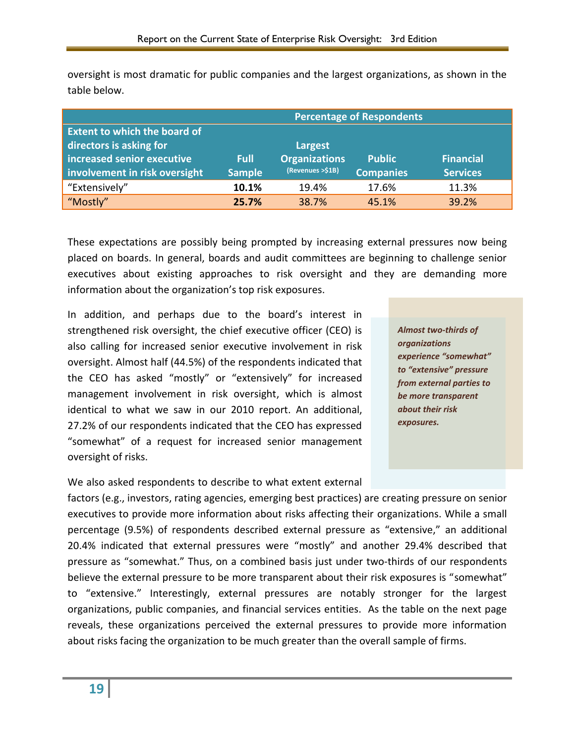oversight is most dramatic for public companies and the largest organizations, as shown in the table below.

| Extent to which the board of directors is asking for increased senior executive involvement in risk oversight | Percentage of Respondents | | | |
|---|---|---|---|---|
| | **Full Sample** | **Largest Organizations** (Revenues >$1B) | **Public Companies** | **Financial Services** |
| "Extensively" | **10.1%** | 19.4% | 17.6% | 11.3% |
| "Mostly" | **25.7%** | 38.7% | 45.1% | 39.2% |

These expectations are possibly being prompted by increasing external pressures now being placed on boards. In general, boards and audit committees are beginning to challenge senior executives about existing approaches to risk oversight and they are demanding more information about the organization's top risk exposures.

In addition, and perhaps due to the board's interest in strengthened risk oversight, the chief executive officer (CEO) is also calling for increased senior executive involvement in risk oversight. Almost half (44.5%) of the respondents indicated that the CEO has asked "mostly" or "extensively" for increased management involvement in risk oversight, which is almost identical to what we saw in our 2010 report. An additional, 27.2% of our respondents indicated that the CEO has expressed "somewhat" of a request for increased senior management oversight of risks.

> ***Almost two-thirds of organizations experience "somewhat" to "extensive" pressure from external parties to be more transparent about their risk exposures.***

We also asked respondents to describe to what extent external factors (e.g., investors, rating agencies, emerging best practices) are creating pressure on senior executives to provide more information about risks affecting their organizations. While a small percentage (9.5%) of respondents described external pressure as "extensive," an additional 20.4% indicated that external pressures were "mostly" and another 29.4% described that pressure as "somewhat." Thus, on a combined basis just under two-thirds of our respondents believe the external pressure to be more transparent about their risk exposures is "somewhat" to "extensive." Interestingly, external pressures are notably stronger for the largest organizations, public companies, and financial services entities. As the table on the next page reveals, these organizations perceived the external pressures to provide more information about risks facing the organization to be much greater than the overall sample of firms.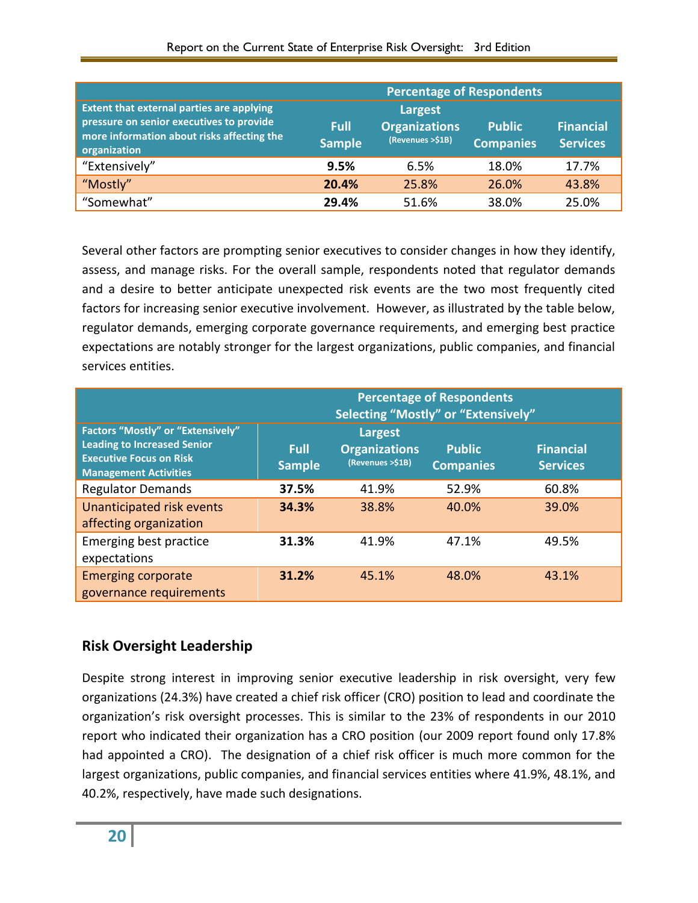| Extent that external parties are applying pressure on senior executives to provide more information about risks affecting the organization | Percentage of Respondents | | | |
|---|---|---|---|---|
| | **Full Sample** | **Largest Organizations** (Revenues >$1B) | **Public Companies** | **Financial Services** |
| "Extensively" | **9.5%** | 6.5% | 18.0% | 17.7% |
| "Mostly" | **20.4%** | 25.8% | 26.0% | 43.8% |
| "Somewhat" | **29.4%** | 51.6% | 38.0% | 25.0% |

Several other factors are prompting senior executives to consider changes in how they identify, assess, and manage risks. For the overall sample, respondents noted that regulator demands and a desire to better anticipate unexpected risk events are the two most frequently cited factors for increasing senior executive involvement. However, as illustrated by the table below, regulator demands, emerging corporate governance requirements, and emerging best practice expectations are notably stronger for the largest organizations, public companies, and financial services entities.

| Factors "Mostly" or "Extensively" Leading to Increased Senior Executive Focus on Risk Management Activities | Percentage of Respondents Selecting "Mostly" or "Extensively" | | | |
|---|---|---|---|---|
| | **Full Sample** | **Largest Organizations** (Revenues >$1B) | **Public Companies** | **Financial Services** |
| Regulator Demands | **37.5%** | 41.9% | 52.9% | 60.8% |
| Unanticipated risk events affecting organization | **34.3%** | 38.8% | 40.0% | 39.0% |
| Emerging best practice expectations | **31.3%** | 41.9% | 47.1% | 49.5% |
| Emerging corporate governance requirements | **31.2%** | 45.1% | 48.0% | 43.1% |

## Risk Oversight Leadership

Despite strong interest in improving senior executive leadership in risk oversight, very few organizations (24.3%) have created a chief risk officer (CRO) position to lead and coordinate the organization's risk oversight processes. This is similar to the 23% of respondents in our 2010 report who indicated their organization has a CRO position (our 2009 report found only 17.8% had appointed a CRO). The designation of a chief risk officer is much more common for the largest organizations, public companies, and financial services entities where 41.9%, 48.1%, and 40.2%, respectively, have made such designations.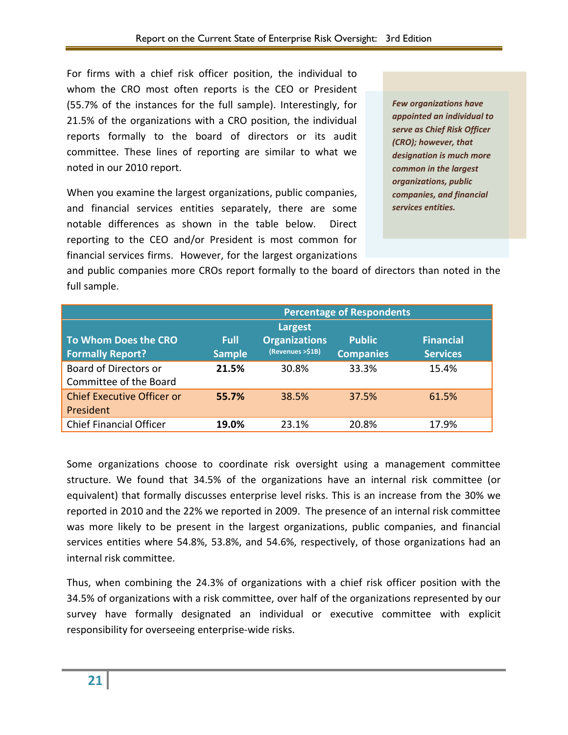For firms with a chief risk officer position, the individual to whom the CRO most often reports is the CEO or President (55.7% of the instances for the full sample). Interestingly, for 21.5% of the organizations with a CRO position, the individual reports formally to the board of directors or its audit committee. These lines of reporting are similar to what we noted in our 2010 report.

*Few organizations have appointed an individual to serve as Chief Risk Officer (CRO); however, that designation is much more common in the largest organizations, public companies, and financial services entities.*

When you examine the largest organizations, public companies, and financial services entities separately, there are some notable differences as shown in the table below. Direct reporting to the CEO and/or President is most common for financial services firms. However, for the largest organizations and public companies more CROs report formally to the board of directors than noted in the full sample.

| | Percentage of Respondents | | | |
|---|---|---|---|---|
| To Whom Does the CRO Formally Report? | Full Sample | Largest Organizations (Revenues >$1B) | Public Companies | Financial Services |
| Board of Directors or Committee of the Board | **21.5%** | 30.8% | 33.3% | 15.4% |
| Chief Executive Officer or President | **55.7%** | 38.5% | 37.5% | 61.5% |
| Chief Financial Officer | **19.0%** | 23.1% | 20.8% | 17.9% |

Some organizations choose to coordinate risk oversight using a management committee structure. We found that 34.5% of the organizations have an internal risk committee (or equivalent) that formally discusses enterprise level risks. This is an increase from the 30% we reported in 2010 and the 22% we reported in 2009. The presence of an internal risk committee was more likely to be present in the largest organizations, public companies, and financial services entities where 54.8%, 53.8%, and 54.6%, respectively, of those organizations had an internal risk committee.

Thus, when combining the 24.3% of organizations with a chief risk officer position with the 34.5% of organizations with a risk committee, over half of the organizations represented by our survey have formally designated an individual or executive committee with explicit responsibility for overseeing enterprise-wide risks.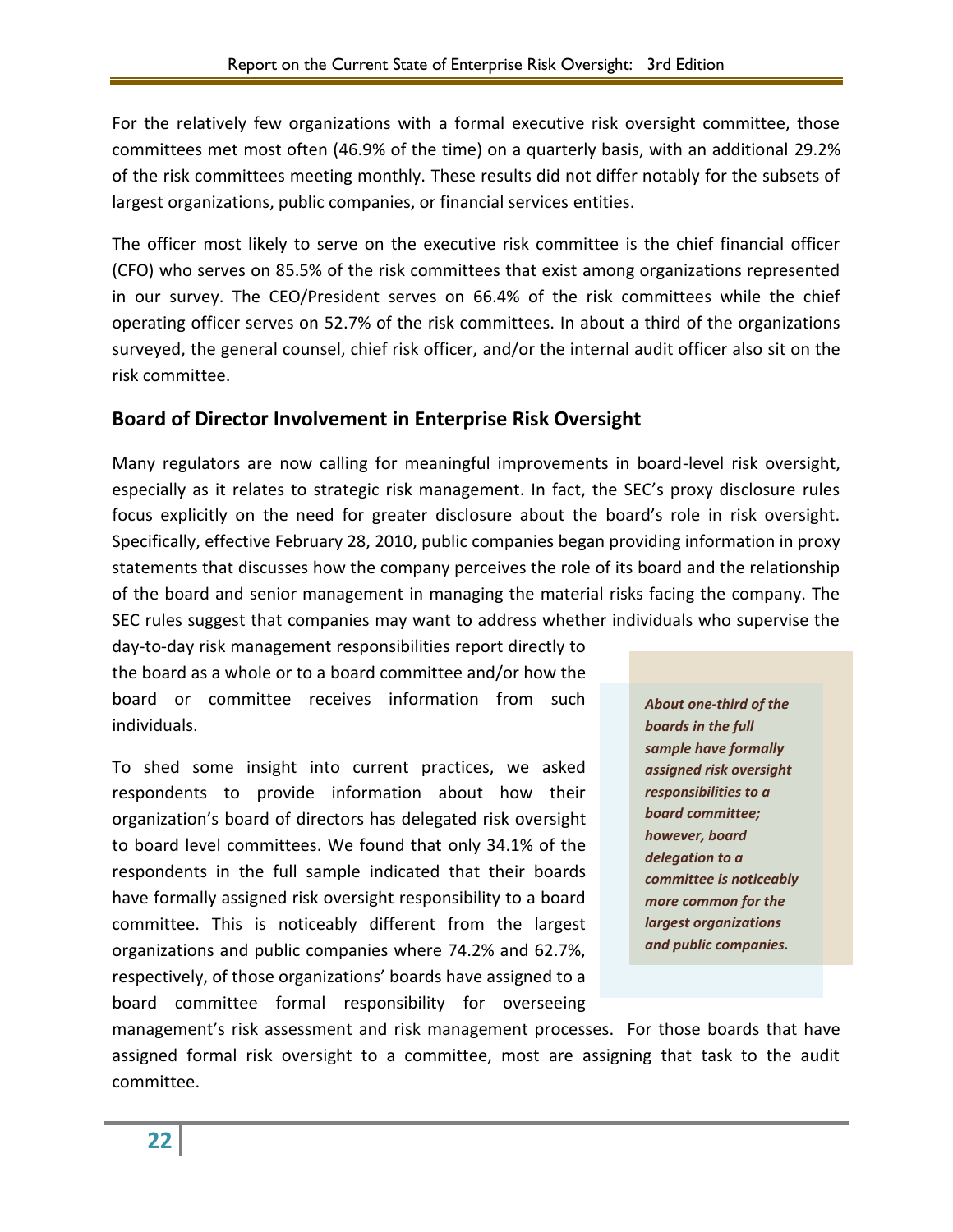For the relatively few organizations with a formal executive risk oversight committee, those committees met most often (46.9% of the time) on a quarterly basis, with an additional 29.2% of the risk committees meeting monthly. These results did not differ notably for the subsets of largest organizations, public companies, or financial services entities.

The officer most likely to serve on the executive risk committee is the chief financial officer (CFO) who serves on 85.5% of the risk committees that exist among organizations represented in our survey. The CEO/President serves on 66.4% of the risk committees while the chief operating officer serves on 52.7% of the risk committees. In about a third of the organizations surveyed, the general counsel, chief risk officer, and/or the internal audit officer also sit on the risk committee.

## Board of Director Involvement in Enterprise Risk Oversight

Many regulators are now calling for meaningful improvements in board-level risk oversight, especially as it relates to strategic risk management. In fact, the SEC's proxy disclosure rules focus explicitly on the need for greater disclosure about the board's role in risk oversight. Specifically, effective February 28, 2010, public companies began providing information in proxy statements that discusses how the company perceives the role of its board and the relationship of the board and senior management in managing the material risks facing the company. The SEC rules suggest that companies may want to address whether individuals who supervise the day-to-day risk management responsibilities report directly to the board as a whole or to a board committee and/or how the board or committee receives information from such individuals.

To shed some insight into current practices, we asked respondents to provide information about how their organization's board of directors has delegated risk oversight to board level committees. We found that only 34.1% of the respondents in the full sample indicated that their boards have formally assigned risk oversight responsibility to a board committee. This is noticeably different from the largest organizations and public companies where 74.2% and 62.7%, respectively, of those organizations' boards have assigned to a board committee formal responsibility for overseeing management's risk assessment and risk management processes. For those boards that have assigned formal risk oversight to a committee, most are assigning that task to the audit committee.

***About one-third of the boards in the full sample have formally assigned risk oversight responsibilities to a board committee; however, board delegation to a committee is noticeably more common for the largest organizations and public companies.***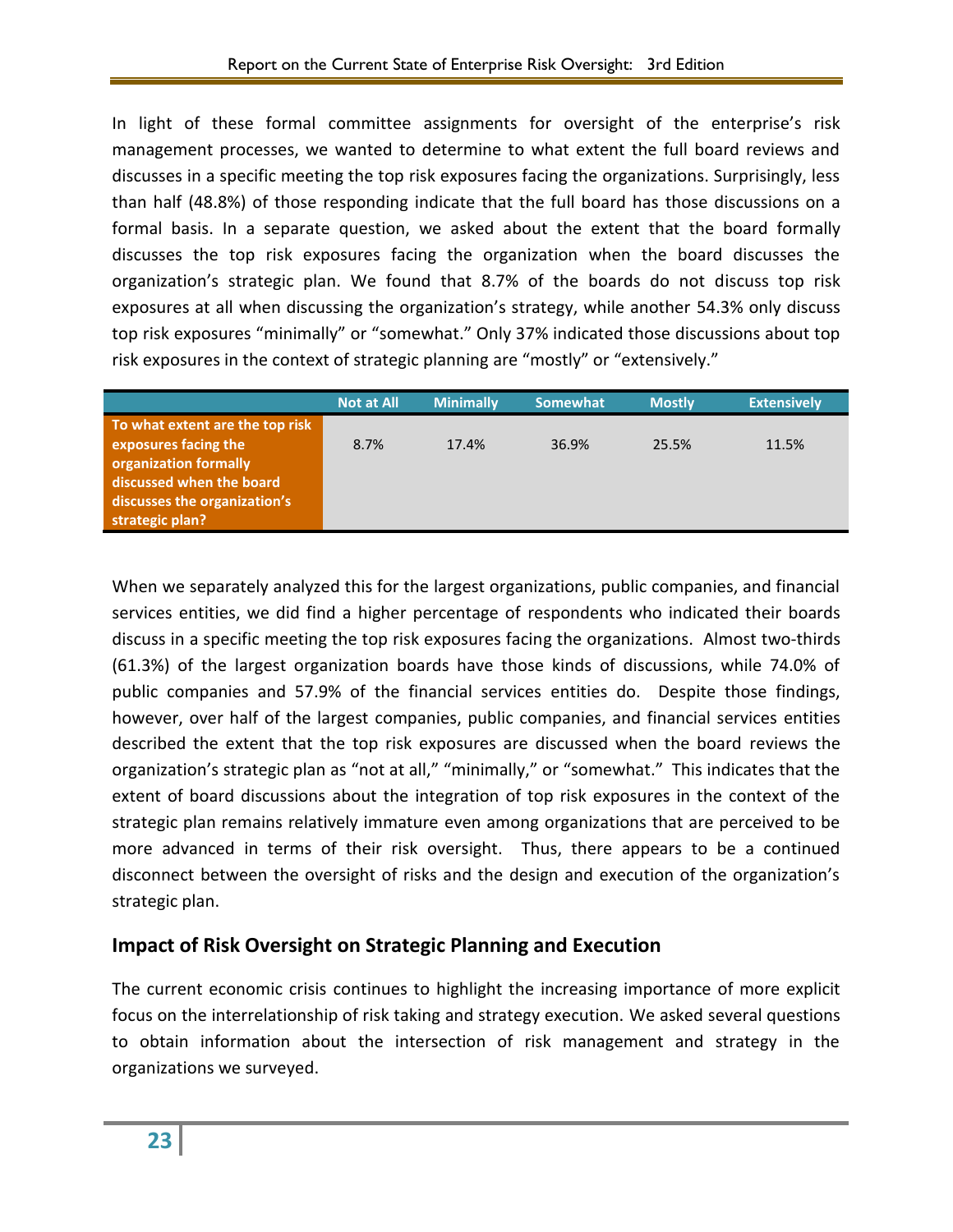In light of these formal committee assignments for oversight of the enterprise's risk management processes, we wanted to determine to what extent the full board reviews and discusses in a specific meeting the top risk exposures facing the organizations. Surprisingly, less than half (48.8%) of those responding indicate that the full board has those discussions on a formal basis. In a separate question, we asked about the extent that the board formally discusses the top risk exposures facing the organization when the board discusses the organization's strategic plan. We found that 8.7% of the boards do not discuss top risk exposures at all when discussing the organization's strategy, while another 54.3% only discuss top risk exposures "minimally" or "somewhat." Only 37% indicated those discussions about top risk exposures in the context of strategic planning are "mostly" or "extensively."

| | Not at All | Minimally | Somewhat | Mostly | Extensively |
|---|---|---|---|---|---|
| **To what extent are the top risk exposures facing the organization formally discussed when the board discusses the organization's strategic plan?** | 8.7% | 17.4% | 36.9% | 25.5% | 11.5% |

When we separately analyzed this for the largest organizations, public companies, and financial services entities, we did find a higher percentage of respondents who indicated their boards discuss in a specific meeting the top risk exposures facing the organizations. Almost two-thirds (61.3%) of the largest organization boards have those kinds of discussions, while 74.0% of public companies and 57.9% of the financial services entities do. Despite those findings, however, over half of the largest companies, public companies, and financial services entities described the extent that the top risk exposures are discussed when the board reviews the organization's strategic plan as "not at all," "minimally," or "somewhat." This indicates that the extent of board discussions about the integration of top risk exposures in the context of the strategic plan remains relatively immature even among organizations that are perceived to be more advanced in terms of their risk oversight. Thus, there appears to be a continued disconnect between the oversight of risks and the design and execution of the organization's strategic plan.

## Impact of Risk Oversight on Strategic Planning and Execution

The current economic crisis continues to highlight the increasing importance of more explicit focus on the interrelationship of risk taking and strategy execution. We asked several questions to obtain information about the intersection of risk management and strategy in the organizations we surveyed.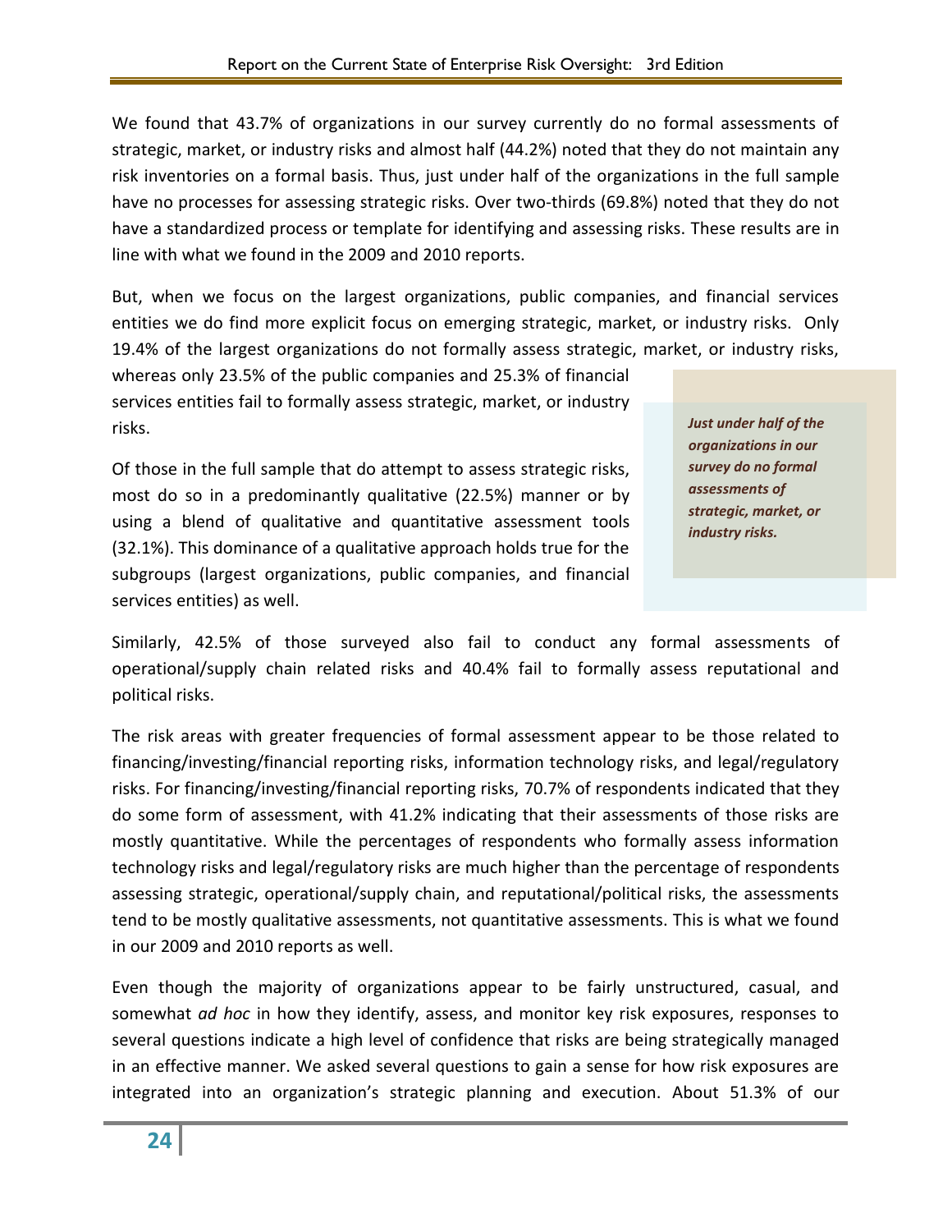We found that 43.7% of organizations in our survey currently do no formal assessments of strategic, market, or industry risks and almost half (44.2%) noted that they do not maintain any risk inventories on a formal basis. Thus, just under half of the organizations in the full sample have no processes for assessing strategic risks. Over two-thirds (69.8%) noted that they do not have a standardized process or template for identifying and assessing risks. These results are in line with what we found in the 2009 and 2010 reports.

But, when we focus on the largest organizations, public companies, and financial services entities we do find more explicit focus on emerging strategic, market, or industry risks. Only 19.4% of the largest organizations do not formally assess strategic, market, or industry risks, whereas only 23.5% of the public companies and 25.3% of financial services entities fail to formally assess strategic, market, or industry risks.

> ***Just under half of the organizations in our survey do no formal assessments of strategic, market, or industry risks.***

Of those in the full sample that do attempt to assess strategic risks, most do so in a predominantly qualitative (22.5%) manner or by using a blend of qualitative and quantitative assessment tools (32.1%). This dominance of a qualitative approach holds true for the subgroups (largest organizations, public companies, and financial services entities) as well.

Similarly, 42.5% of those surveyed also fail to conduct any formal assessments of operational/supply chain related risks and 40.4% fail to formally assess reputational and political risks.

The risk areas with greater frequencies of formal assessment appear to be those related to financing/investing/financial reporting risks, information technology risks, and legal/regulatory risks. For financing/investing/financial reporting risks, 70.7% of respondents indicated that they do some form of assessment, with 41.2% indicating that their assessments of those risks are mostly quantitative. While the percentages of respondents who formally assess information technology risks and legal/regulatory risks are much higher than the percentage of respondents assessing strategic, operational/supply chain, and reputational/political risks, the assessments tend to be mostly qualitative assessments, not quantitative assessments. This is what we found in our 2009 and 2010 reports as well.

Even though the majority of organizations appear to be fairly unstructured, casual, and somewhat *ad hoc* in how they identify, assess, and monitor key risk exposures, responses to several questions indicate a high level of confidence that risks are being strategically managed in an effective manner. We asked several questions to gain a sense for how risk exposures are integrated into an organization's strategic planning and execution. About 51.3% of our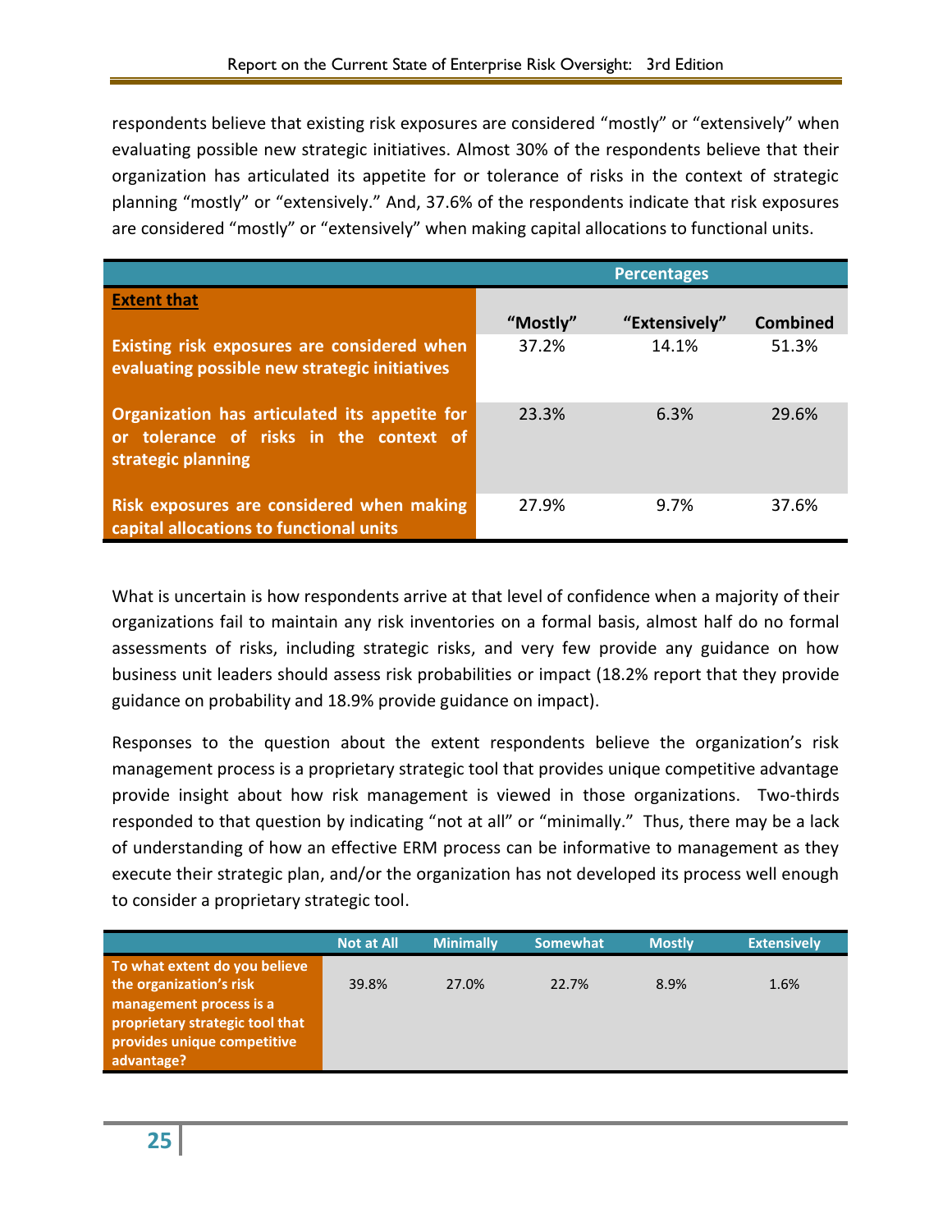respondents believe that existing risk exposures are considered “mostly” or “extensively” when evaluating possible new strategic initiatives. Almost 30% of the respondents believe that their organization has articulated its appetite for or tolerance of risks in the context of strategic planning “mostly” or “extensively.” And, 37.6% of the respondents indicate that risk exposures are considered “mostly” or “extensively” when making capital allocations to functional units.

| | Percentages | | |
|---|---|---|---|
| **Extent that** | **“Mostly”** | **“Extensively”** | **Combined** |
| **Existing risk exposures are considered when evaluating possible new strategic initiatives** | 37.2% | 14.1% | 51.3% |
| **Organization has articulated its appetite for or tolerance of risks in the context of strategic planning** | 23.3% | 6.3% | 29.6% |
| **Risk exposures are considered when making capital allocations to functional units** | 27.9% | 9.7% | 37.6% |

What is uncertain is how respondents arrive at that level of confidence when a majority of their organizations fail to maintain any risk inventories on a formal basis, almost half do no formal assessments of risks, including strategic risks, and very few provide any guidance on how business unit leaders should assess risk probabilities or impact (18.2% report that they provide guidance on probability and 18.9% provide guidance on impact).

Responses to the question about the extent respondents believe the organization’s risk management process is a proprietary strategic tool that provides unique competitive advantage provide insight about how risk management is viewed in those organizations. Two-thirds responded to that question by indicating “not at all” or “minimally.” Thus, there may be a lack of understanding of how an effective ERM process can be informative to management as they execute their strategic plan, and/or the organization has not developed its process well enough to consider a proprietary strategic tool.

| | Not at All | Minimally | Somewhat | Mostly | Extensively |
|---|---|---|---|---|---|
| **To what extent do you believe the organization’s risk management process is a proprietary strategic tool that provides unique competitive advantage?** | 39.8% | 27.0% | 22.7% | 8.9% | 1.6% |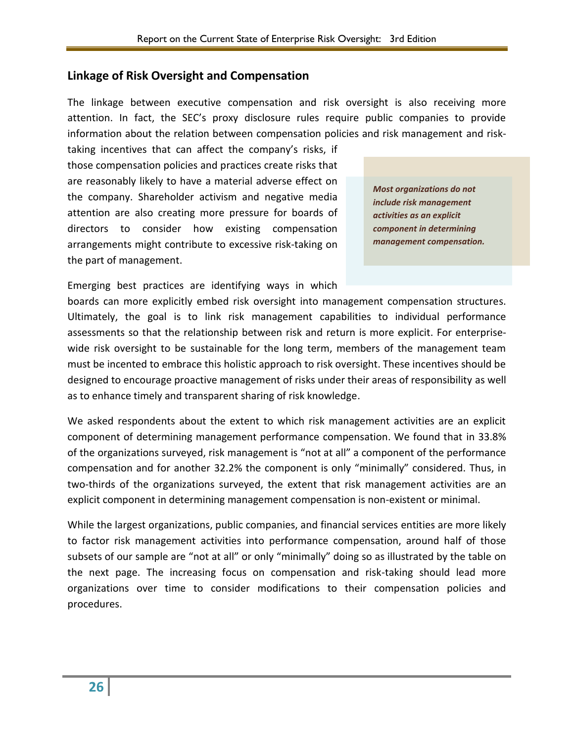## Linkage of Risk Oversight and Compensation

The linkage between executive compensation and risk oversight is also receiving more attention. In fact, the SEC's proxy disclosure rules require public companies to provide information about the relation between compensation policies and risk management and risk-taking incentives that can affect the company's risks, if those compensation policies and practices create risks that are reasonably likely to have a material adverse effect on the company. Shareholder activism and negative media attention are also creating more pressure for boards of directors to consider how existing compensation arrangements might contribute to excessive risk-taking on the part of management.

> ***Most organizations do not include risk management activities as an explicit component in determining management compensation.***

Emerging best practices are identifying ways in which boards can more explicitly embed risk oversight into management compensation structures. Ultimately, the goal is to link risk management capabilities to individual performance assessments so that the relationship between risk and return is more explicit. For enterprise-wide risk oversight to be sustainable for the long term, members of the management team must be incented to embrace this holistic approach to risk oversight. These incentives should be designed to encourage proactive management of risks under their areas of responsibility as well as to enhance timely and transparent sharing of risk knowledge.

We asked respondents about the extent to which risk management activities are an explicit component of determining management performance compensation. We found that in 33.8% of the organizations surveyed, risk management is "not at all" a component of the performance compensation and for another 32.2% the component is only "minimally" considered. Thus, in two-thirds of the organizations surveyed, the extent that risk management activities are an explicit component in determining management compensation is non-existent or minimal.

While the largest organizations, public companies, and financial services entities are more likely to factor risk management activities into performance compensation, around half of those subsets of our sample are "not at all" or only "minimally" doing so as illustrated by the table on the next page. The increasing focus on compensation and risk-taking should lead more organizations over time to consider modifications to their compensation policies and procedures.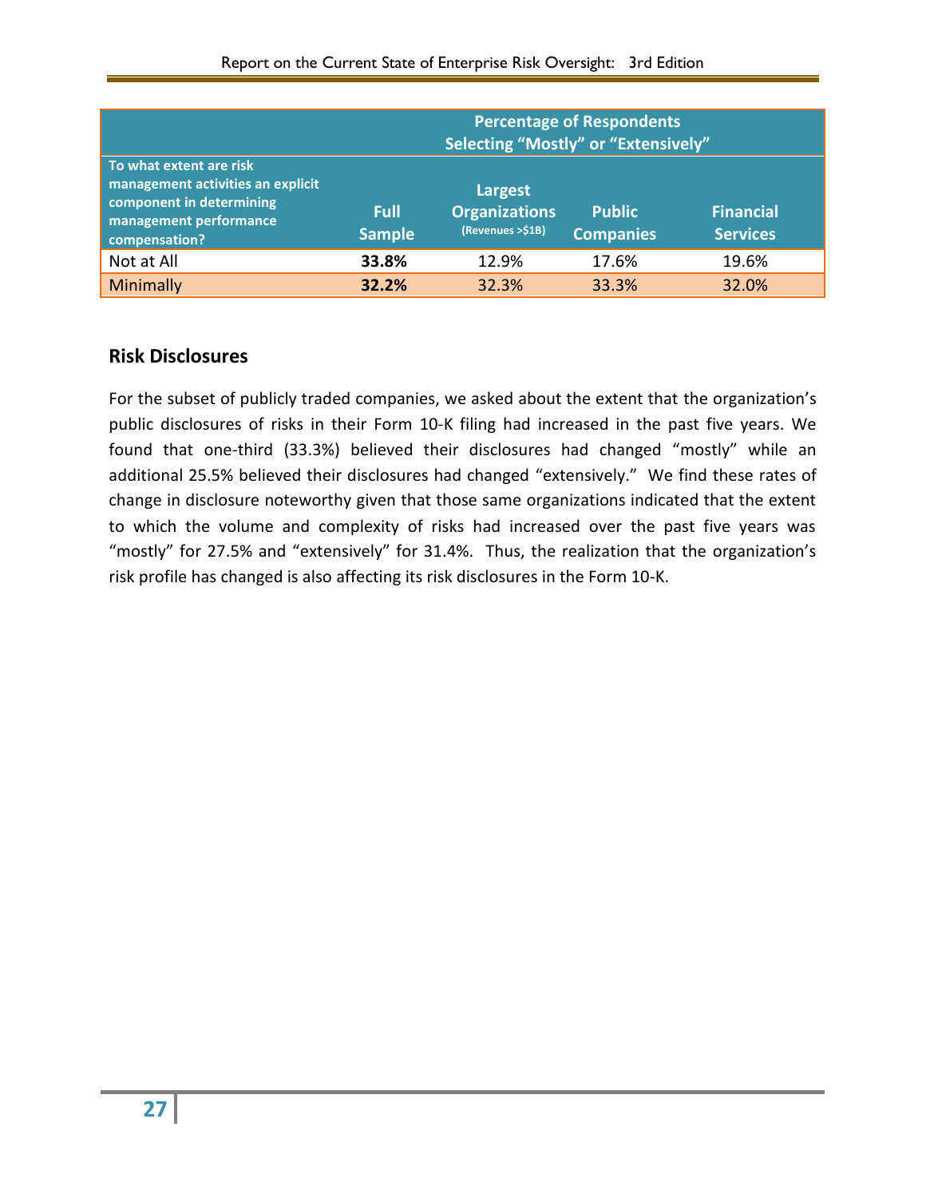| | Percentage of Respondents Selecting "Mostly" or "Extensively" | | | |
|---|---|---|---|---|
| **To what extent are risk management activities an explicit component in determining management performance compensation?** | **Full Sample** | **Largest Organizations** (Revenues >$1B) | **Public Companies** | **Financial Services** |
| Not at All | **33.8%** | 12.9% | 17.6% | 19.6% |
| Minimally | **32.2%** | 32.3% | 33.3% | 32.0% |

## Risk Disclosures

For the subset of publicly traded companies, we asked about the extent that the organization's public disclosures of risks in their Form 10-K filing had increased in the past five years. We found that one-third (33.3%) believed their disclosures had changed "mostly" while an additional 25.5% believed their disclosures had changed "extensively." We find these rates of change in disclosure noteworthy given that those same organizations indicated that the extent to which the volume and complexity of risks had increased over the past five years was "mostly" for 27.5% and "extensively" for 31.4%. Thus, the realization that the organization's risk profile has changed is also affecting its risk disclosures in the Form 10-K.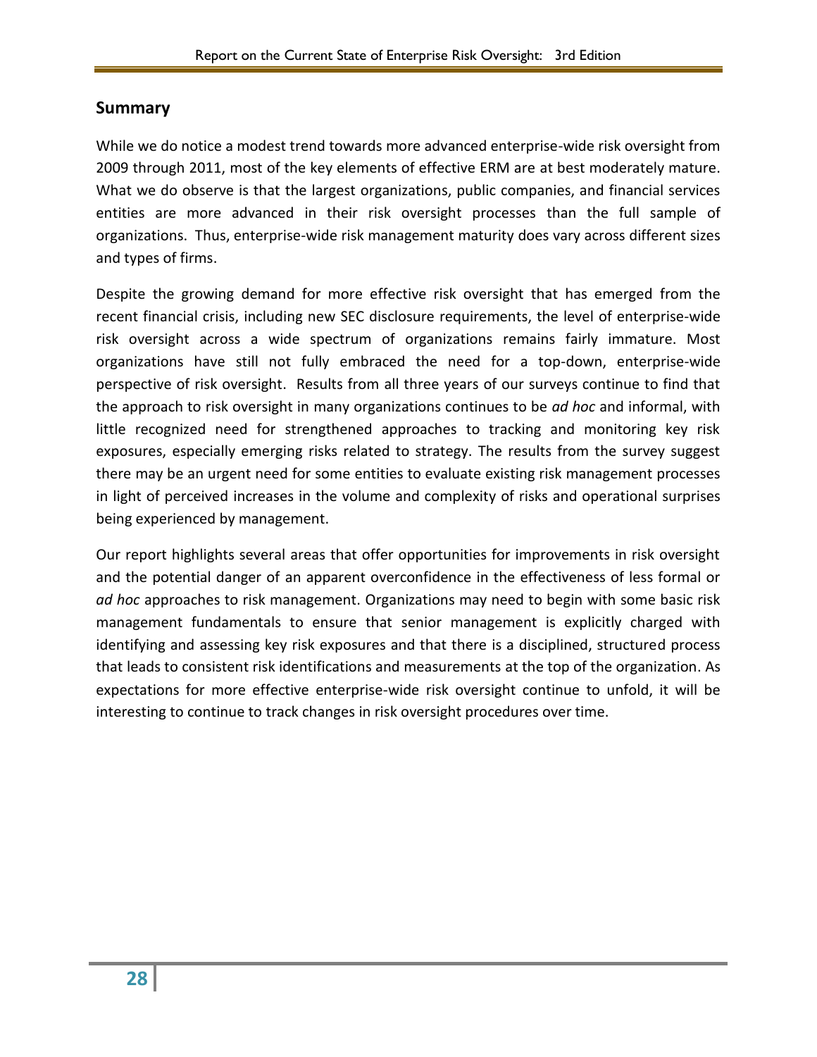## Summary

While we do notice a modest trend towards more advanced enterprise-wide risk oversight from 2009 through 2011, most of the key elements of effective ERM are at best moderately mature. What we do observe is that the largest organizations, public companies, and financial services entities are more advanced in their risk oversight processes than the full sample of organizations. Thus, enterprise-wide risk management maturity does vary across different sizes and types of firms.

Despite the growing demand for more effective risk oversight that has emerged from the recent financial crisis, including new SEC disclosure requirements, the level of enterprise-wide risk oversight across a wide spectrum of organizations remains fairly immature. Most organizations have still not fully embraced the need for a top-down, enterprise-wide perspective of risk oversight. Results from all three years of our surveys continue to find that the approach to risk oversight in many organizations continues to be *ad hoc* and informal, with little recognized need for strengthened approaches to tracking and monitoring key risk exposures, especially emerging risks related to strategy. The results from the survey suggest there may be an urgent need for some entities to evaluate existing risk management processes in light of perceived increases in the volume and complexity of risks and operational surprises being experienced by management.

Our report highlights several areas that offer opportunities for improvements in risk oversight and the potential danger of an apparent overconfidence in the effectiveness of less formal or *ad hoc* approaches to risk management. Organizations may need to begin with some basic risk management fundamentals to ensure that senior management is explicitly charged with identifying and assessing key risk exposures and that there is a disciplined, structured process that leads to consistent risk identifications and measurements at the top of the organization. As expectations for more effective enterprise-wide risk oversight continue to unfold, it will be interesting to continue to track changes in risk oversight procedures over time.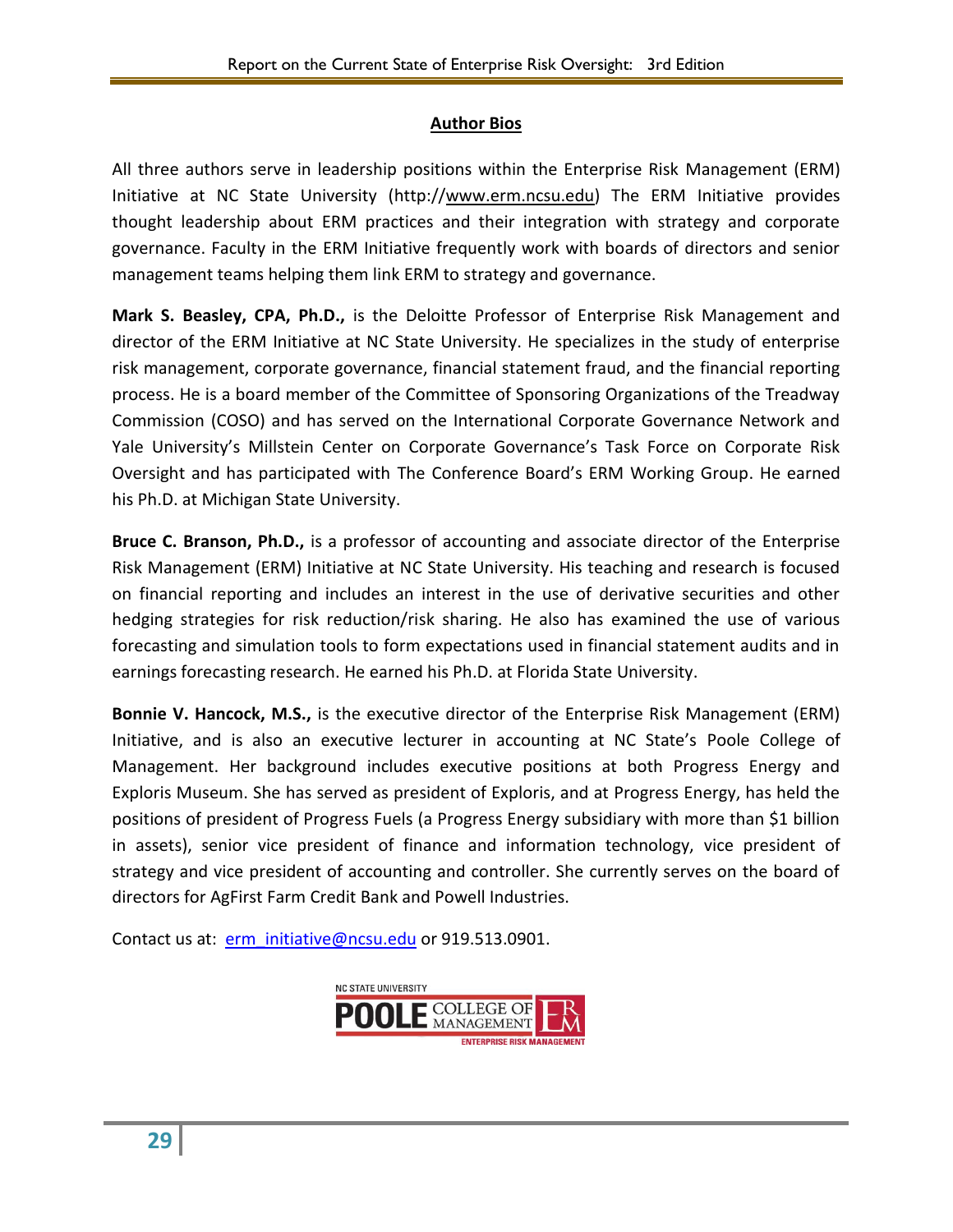## Author Bios

All three authors serve in leadership positions within the Enterprise Risk Management (ERM) Initiative at NC State University (http://www.erm.ncsu.edu) The ERM Initiative provides thought leadership about ERM practices and their integration with strategy and corporate governance. Faculty in the ERM Initiative frequently work with boards of directors and senior management teams helping them link ERM to strategy and governance.

**Mark S. Beasley, CPA, Ph.D.,** is the Deloitte Professor of Enterprise Risk Management and director of the ERM Initiative at NC State University. He specializes in the study of enterprise risk management, corporate governance, financial statement fraud, and the financial reporting process. He is a board member of the Committee of Sponsoring Organizations of the Treadway Commission (COSO) and has served on the International Corporate Governance Network and Yale University's Millstein Center on Corporate Governance's Task Force on Corporate Risk Oversight and has participated with The Conference Board's ERM Working Group. He earned his Ph.D. at Michigan State University.

**Bruce C. Branson, Ph.D.,** is a professor of accounting and associate director of the Enterprise Risk Management (ERM) Initiative at NC State University. His teaching and research is focused on financial reporting and includes an interest in the use of derivative securities and other hedging strategies for risk reduction/risk sharing. He also has examined the use of various forecasting and simulation tools to form expectations used in financial statement audits and in earnings forecasting research. He earned his Ph.D. at Florida State University.

**Bonnie V. Hancock, M.S.,** is the executive director of the Enterprise Risk Management (ERM) Initiative, and is also an executive lecturer in accounting at NC State's Poole College of Management. Her background includes executive positions at both Progress Energy and Exploris Museum. She has served as president of Exploris, and at Progress Energy, has held the positions of president of Progress Fuels (a Progress Energy subsidiary with more than $1 billion in assets), senior vice president of finance and information technology, vice president of strategy and vice president of accounting and controller. She currently serves on the board of directors for AgFirst Farm Credit Bank and Powell Industries.

Contact us at: erm_initiative@ncsu.edu or 919.513.0901.

NC STATE UNIVERSITY POOLE COLLEGE OF MANAGEMENT ERM ENTERPRISE RISK MANAGEMENT